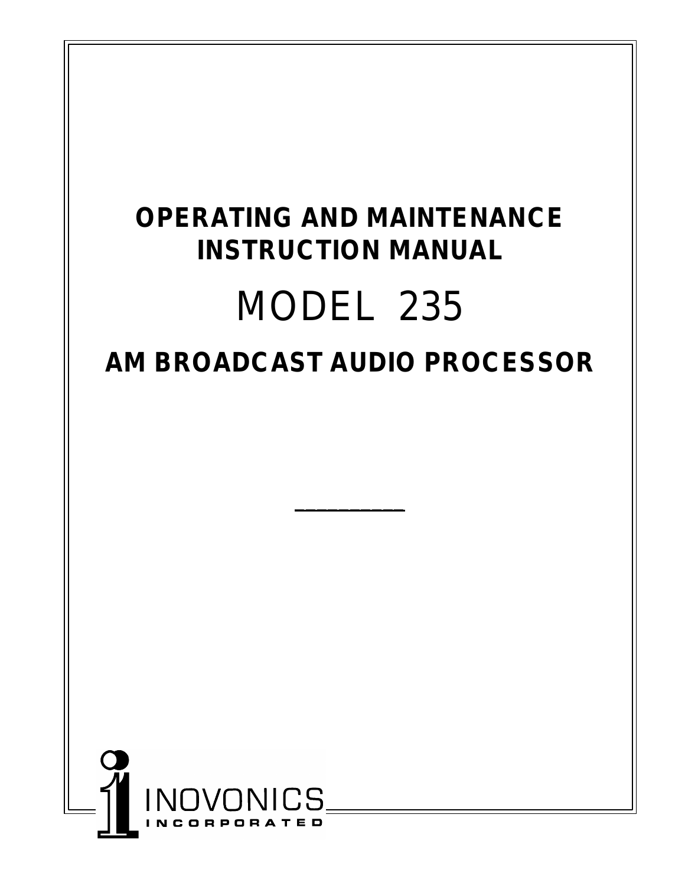# OPERATING AND MAINTENANCE INSTRUCTION MANUAL

# MODEL 235

## AM BROADCAST AUDIO PROCESSOR

INOVONICS
INCORPORATED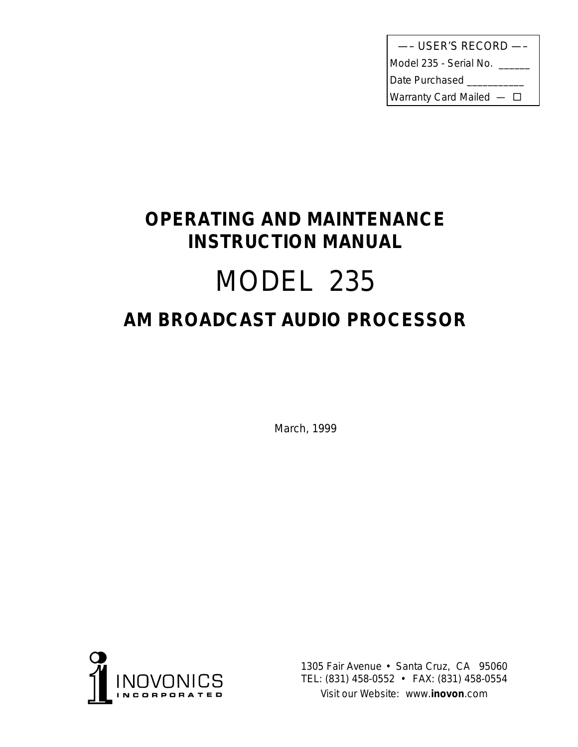| —– USER'S RECORD —– |
| --- |
| Model 235 - Serial No. ______ |
| Date Purchased ___________ |
| Warranty Card Mailed — ☐ |

# OPERATING AND MAINTENANCE INSTRUCTION MANUAL

# MODEL 235

## AM BROADCAST AUDIO PROCESSOR

March, 1999

INOVONICS INCORPORATED

1305 Fair Avenue • Santa Cruz, CA 95060
TEL: (831) 458-0552 • FAX: (831) 458-0554
Visit our Website: www.**inovon**.com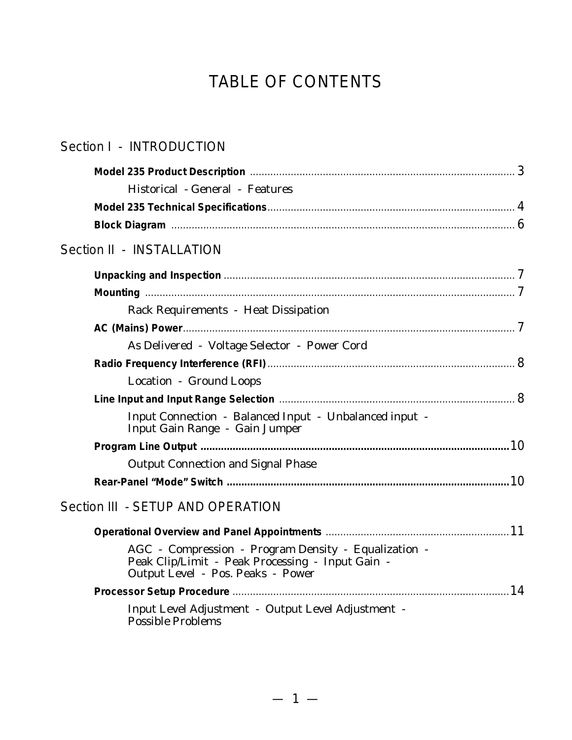# TABLE OF CONTENTS

## Section I - INTRODUCTION

**Model 235 Product Description** .......... 3

Historical - General - Features

**Model 235 Technical Specifications** .......... 4

**Block Diagram** .......... 6

## Section II - INSTALLATION

**Unpacking and Inspection** .......... 7

**Mounting** .......... 7

Rack Requirements - Heat Dissipation

**AC (Mains) Power** .......... 7

As Delivered - Voltage Selector - Power Cord

**Radio Frequency Interference (RFI)** .......... 8

Location - Ground Loops

**Line Input and Input Range Selection** .......... 8

Input Connection - Balanced Input - Unbalanced input - Input Gain Range - Gain Jumper

**Program Line Output** .......... 10

Output Connection and Signal Phase

**Rear-Panel "Mode" Switch** .......... 10

## Section III - SETUP AND OPERATION

**Operational Overview and Panel Appointments** .......... 11

AGC - Compression - Program Density - Equalization - Peak Clip/Limit - Peak Processing - Input Gain - Output Level - Pos. Peaks - Power

**Processor Setup Procedure** .......... 14

Input Level Adjustment - Output Level Adjustment - Possible Problems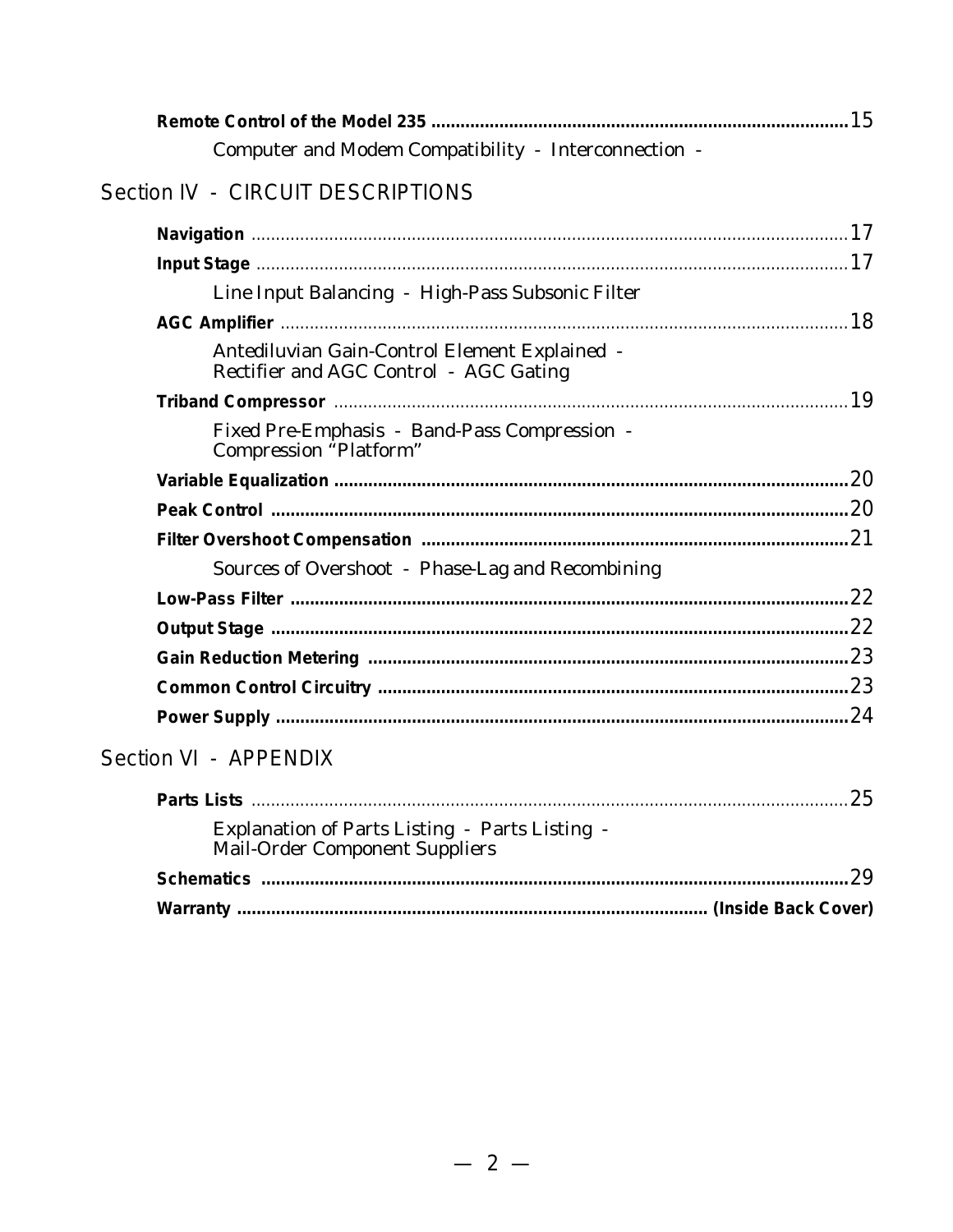**Remote Control of the Model 235** .................................................................................... 15

Computer and Modem Compatibility - Interconnection -

## Section IV - CIRCUIT DESCRIPTIONS

**Navigation** ........................................................................................................................ 17

**Input Stage** ....................................................................................................................... 17

Line Input Balancing - High-Pass Subsonic Filter

**AGC Amplifier** .................................................................................................................. 18

Antediluvian Gain-Control Element Explained -
Rectifier and AGC Control - AGC Gating

**Triband Compressor** ....................................................................................................... 19

Fixed Pre-Emphasis - Band-Pass Compression -
Compression "Platform"

**Variable Equalization** ........................................................................................................ 20

**Peak Control** ..................................................................................................................... 20

**Filter Overshoot Compensation** ...................................................................................... 21

Sources of Overshoot - Phase-Lag and Recombining

**Low-Pass Filter** ................................................................................................................. 22

**Output Stage** ..................................................................................................................... 22

**Gain Reduction Metering** ................................................................................................. 23

**Common Control Circuitry** ............................................................................................... 23

**Power Supply** .................................................................................................................... 24

## Section VI - APPENDIX

**Parts Lists** ......................................................................................................................... 25

Explanation of Parts Listing - Parts Listing -
Mail-Order Component Suppliers

**Schematics** ....................................................................................................................... 29

**Warranty** ............................................................................................ **(Inside Back Cover)**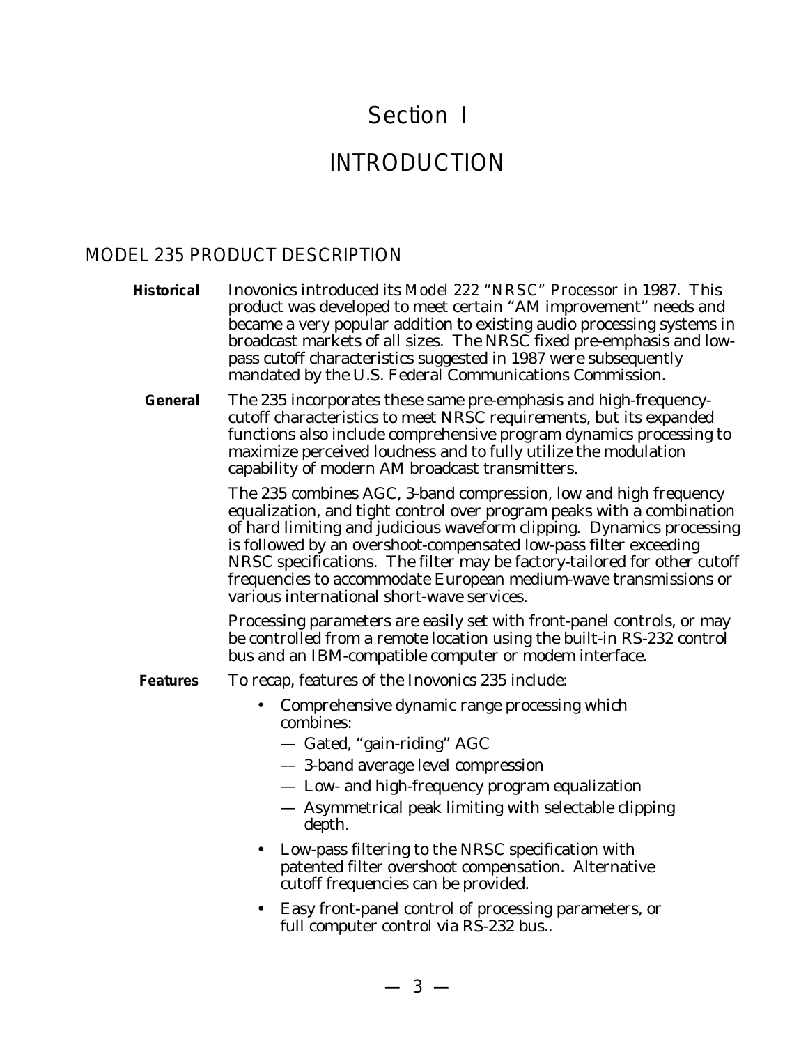# Section I

# INTRODUCTION

## MODEL 235 PRODUCT DESCRIPTION

**Historical** Inovonics introduced its *Model 222 "NRSC" Processor* in 1987. This product was developed to meet certain "AM improvement" needs and became a very popular addition to existing audio processing systems in broadcast markets of all sizes. The NRSC fixed pre-emphasis and low-pass cutoff characteristics suggested in 1987 were subsequently mandated by the U.S. Federal Communications Commission.

**General** The 235 incorporates these same pre-emphasis and high-frequency-cutoff characteristics to meet NRSC requirements, but its expanded functions also include comprehensive program dynamics processing to maximize perceived loudness and to fully utilize the modulation capability of modern AM broadcast transmitters.

The 235 combines AGC, 3-band compression, low and high frequency equalization, and tight control over program peaks with a combination of hard limiting and judicious waveform clipping. Dynamics processing is followed by an overshoot-compensated low-pass filter exceeding NRSC specifications. The filter may be factory-tailored for other cutoff frequencies to accommodate European medium-wave transmissions or various international short-wave services.

Processing parameters are easily set with front-panel controls, or may be controlled from a remote location using the built-in RS-232 control bus and an IBM-compatible computer or modem interface.

**Features** To recap, features of the Inovonics 235 include:

- Comprehensive dynamic range processing which combines:
  - — Gated, "gain-riding" AGC
  - — 3-band average level compression
  - — Low- and high-frequency program equalization
  - — Asymmetrical peak limiting with selectable clipping depth.
- Low-pass filtering to the NRSC specification with patented filter overshoot compensation. Alternative cutoff frequencies can be provided.
- Easy front-panel control of processing parameters, or full computer control via RS-232 bus..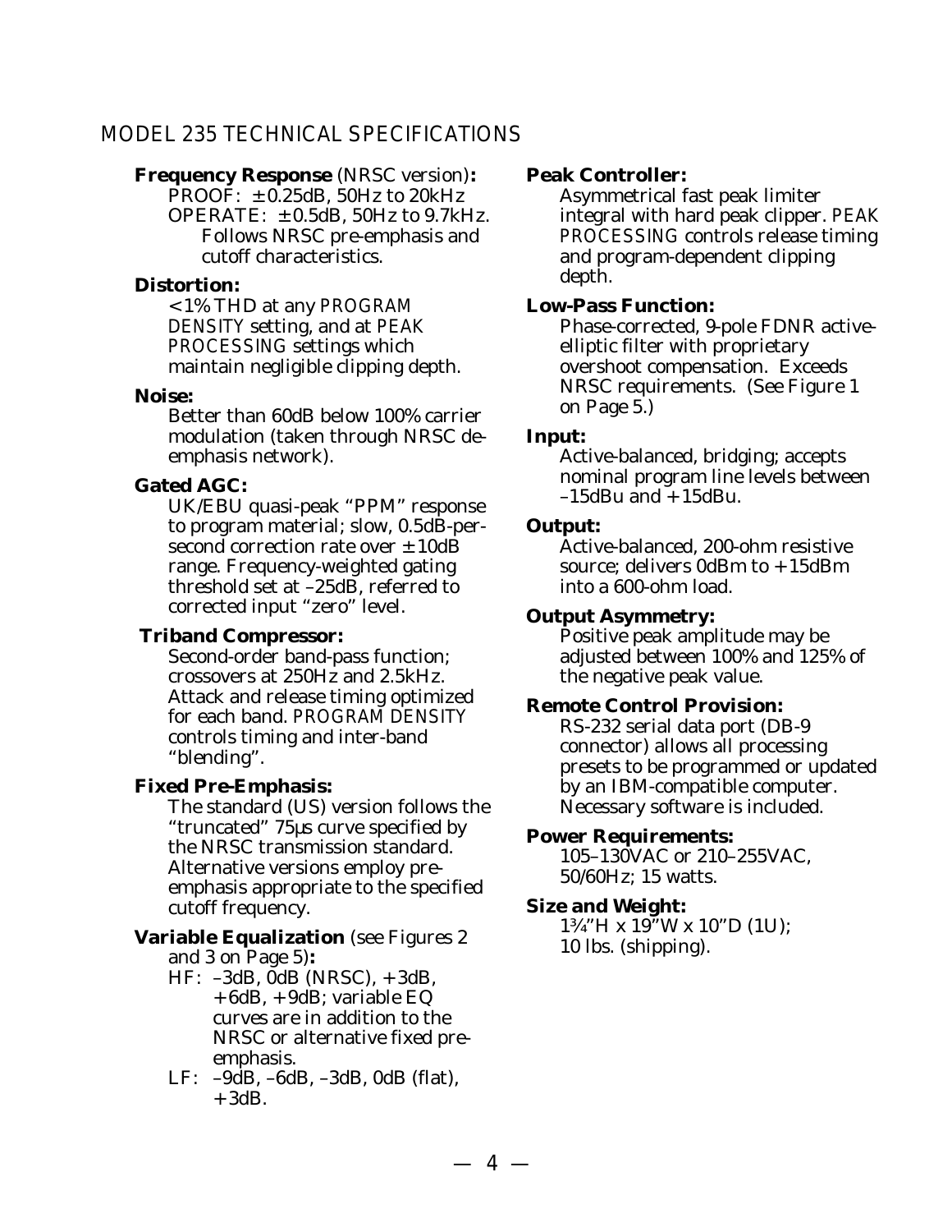## MODEL 235 TECHNICAL SPECIFICATIONS

**Frequency Response** (NRSC version)**:**
PROOF: ±0.25dB, 50Hz to 20kHz
OPERATE: ±0.5dB, 50Hz to 9.7kHz. Follows NRSC pre-emphasis and cutoff characteristics.

**Distortion:**
<1% THD at any PROGRAM DENSITY setting, and at PEAK PROCESSING settings which maintain negligible clipping depth.

**Noise:**
Better than 60dB below 100% carrier modulation (taken through NRSC de-emphasis network).

**Gated AGC:**
UK/EBU quasi-peak "PPM" response to program material; slow, 0.5dB-per-second correction rate over ±10dB range. Frequency-weighted gating threshold set at –25dB, referred to corrected input "zero" level.

**Triband Compressor:**
Second-order band-pass function; crossovers at 250Hz and 2.5kHz. Attack and release timing optimized for each band. PROGRAM DENSITY controls timing and inter-band "blending".

**Fixed Pre-Emphasis:**
The standard (US) version follows the "truncated" 75µs curve specified by the NRSC transmission standard. Alternative versions employ pre-emphasis appropriate to the specified cutoff frequency.

**Variable Equalization** (see Figures 2 and 3 on Page 5)**:**
HF: –3dB, 0dB (NRSC), +3dB, +6dB, +9dB; variable EQ curves are in addition to the NRSC or alternative fixed pre-emphasis.
LF: –9dB, –6dB, –3dB, 0dB (flat), +3dB.

**Peak Controller:**
Asymmetrical fast peak limiter integral with hard peak clipper. PEAK PROCESSING controls release timing and program-dependent clipping depth.

**Low-Pass Function:**
Phase-corrected, 9-pole FDNR active-elliptic filter with proprietary overshoot compensation. Exceeds NRSC requirements. (See Figure 1 on Page 5.)

**Input:**
Active-balanced, bridging; accepts nominal program line levels between –15dBu and +15dBu.

**Output:**
Active-balanced, 200-ohm resistive source; delivers 0dBm to +15dBm into a 600-ohm load.

**Output Asymmetry:**
Positive peak amplitude may be adjusted between 100% and 125% of the negative peak value.

**Remote Control Provision:**
RS-232 serial data port (DB-9 connector) allows all processing presets to be programmed or updated by an IBM-compatible computer. Necessary software is included.

**Power Requirements:**
105–130VAC or 210–255VAC, 50/60Hz; 15 watts.

**Size and Weight:**
1¾"H x 19"W x 10"D (1U); 10 lbs. (shipping).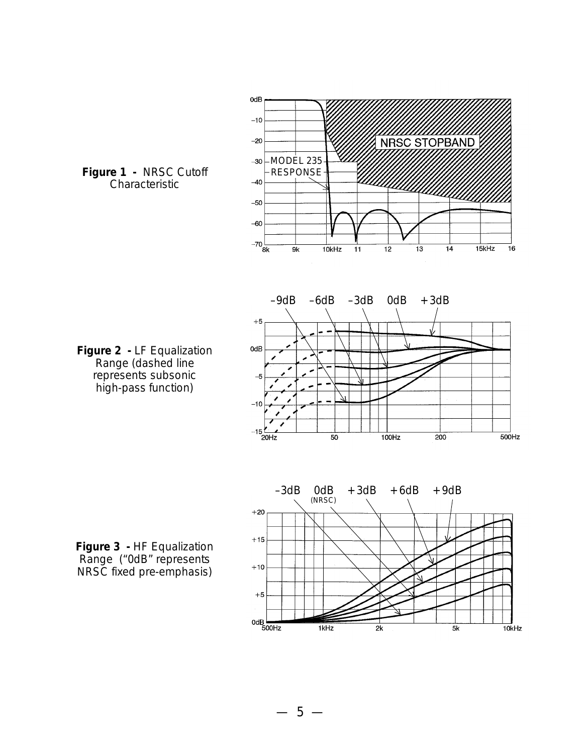**Figure 1 -** NRSC Cutoff Characteristic

**Figure 2 -** LF Equalization Range (dashed line represents subsonic high-pass function)

**Figure 3 -** HF Equalization Range ("0dB" represents NRSC fixed pre-emphasis)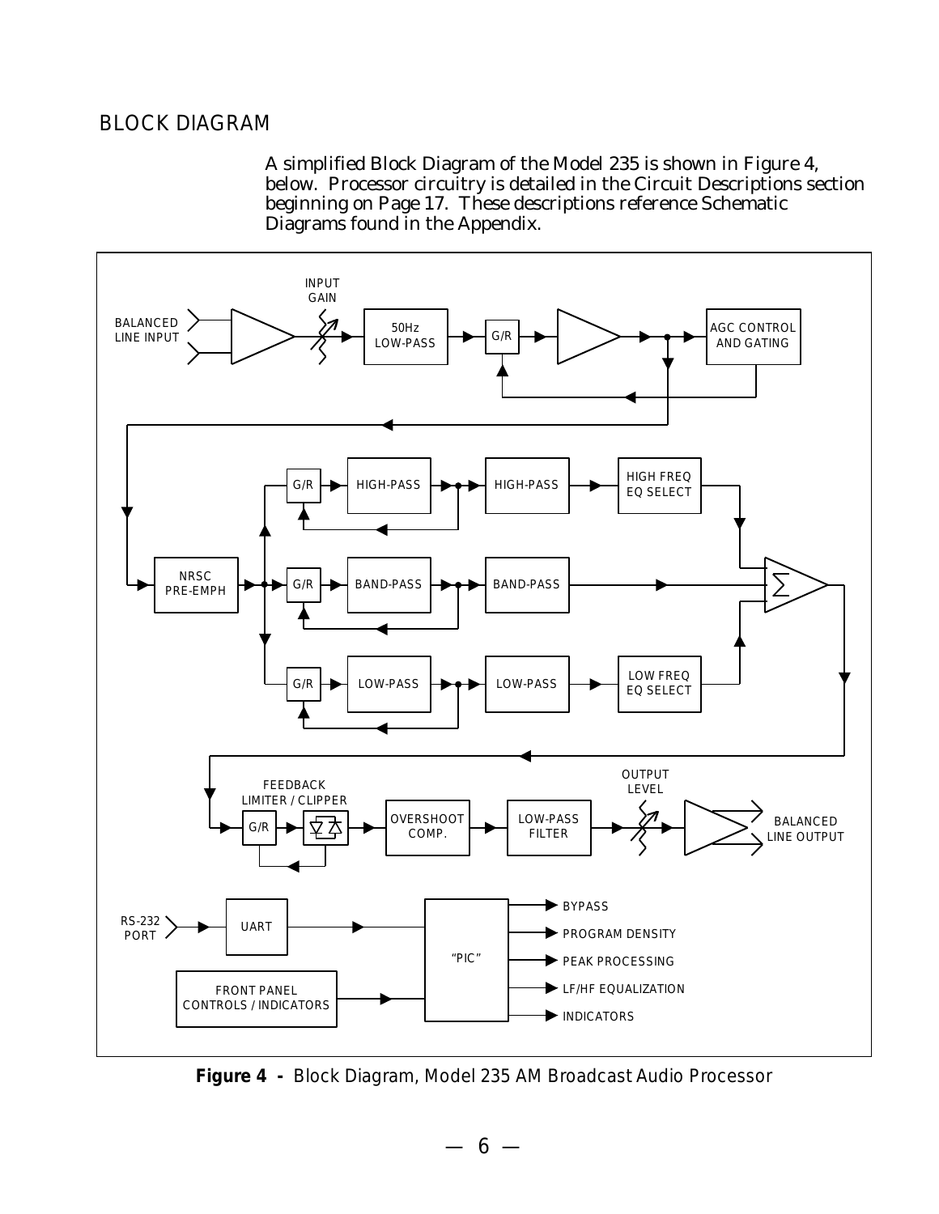## BLOCK DIAGRAM

A simplified Block Diagram of the Model 235 is shown in Figure 4, below. Processor circuitry is detailed in the Circuit Descriptions section beginning on Page 17. These descriptions reference Schematic Diagrams found in the Appendix.

**Figure 4 -** Block Diagram, Model 235 AM Broadcast Audio Processor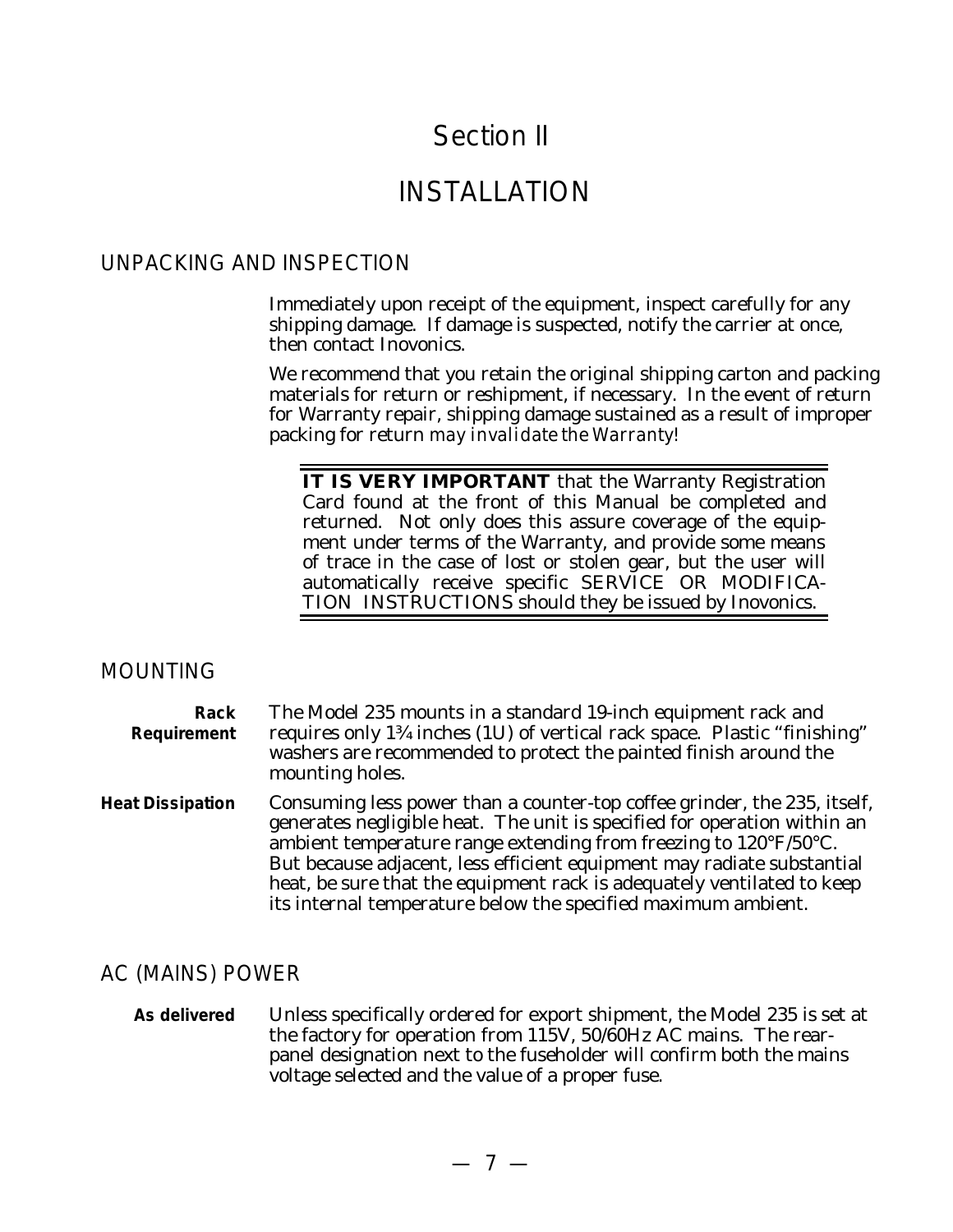# Section II

# INSTALLATION

## UNPACKING AND INSPECTION

Immediately upon receipt of the equipment, inspect carefully for any shipping damage. If damage is suspected, notify the carrier at once, then contact Inovonics.

We recommend that you retain the original shipping carton and packing materials for return or reshipment, if necessary. In the event of return for Warranty repair, shipping damage sustained as a result of improper packing for return *may invalidate the Warranty!*

**IT IS VERY IMPORTANT** that the Warranty Registration Card found at the front of this Manual be completed and returned. Not only does this assure coverage of the equipment under terms of the Warranty, and provide some means of trace in the case of lost or stolen gear, but the user will automatically receive specific SERVICE OR MODIFICATION INSTRUCTIONS should they be issued by Inovonics.

## MOUNTING

**Rack Requirement** The Model 235 mounts in a standard 19-inch equipment rack and requires only 1¾ inches (1U) of vertical rack space. Plastic "finishing" washers are recommended to protect the painted finish around the mounting holes.

**Heat Dissipation** Consuming less power than a counter-top coffee grinder, the 235, itself, generates negligible heat. The unit is specified for operation within an ambient temperature range extending from freezing to 120°F/50°C. But because adjacent, less efficient equipment may radiate substantial heat, be sure that the equipment rack is adequately ventilated to keep its internal temperature below the specified maximum ambient.

## AC (MAINS) POWER

**As delivered** Unless specifically ordered for export shipment, the Model 235 is set at the factory for operation from 115V, 50/60Hz AC mains. The rear-panel designation next to the fuseholder will confirm both the mains voltage selected and the value of a proper fuse.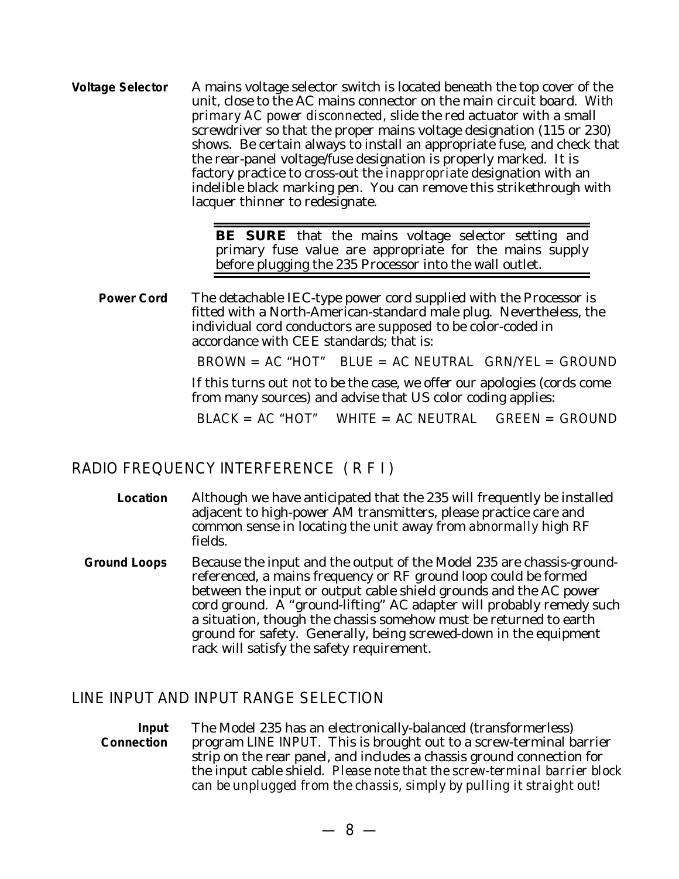**Voltage Selector** A mains voltage selector switch is located beneath the top cover of the unit, close to the AC mains connector on the main circuit board. *With primary AC power disconnected*, slide the red actuator with a small screwdriver so that the proper mains voltage designation (115 or 230) shows. Be certain always to install an appropriate fuse, and check that the rear-panel voltage/fuse designation is properly marked. It is factory practice to cross-out the *inappropriate* designation with an indelible black marking pen. You can remove this strikethrough with lacquer thinner to redesignate.

> **BE SURE** that the mains voltage selector setting and primary fuse value are appropriate for the mains supply before plugging the 235 Processor into the wall outlet.

**Power Cord** The detachable IEC-type power cord supplied with the Processor is fitted with a North-American-standard male plug. Nevertheless, the individual cord conductors are *supposed* to be color-coded in accordance with CEE standards; that is:

BROWN = AC "HOT" BLUE = AC NEUTRAL GRN/YEL = GROUND

If this turns out *not* to be the case, we offer our apologies (cords come from many sources) and advise that US color coding applies:

BLACK = AC "HOT" WHITE = AC NEUTRAL GREEN = GROUND

## RADIO FREQUENCY INTERFERENCE (R F I)

**Location** Although we have anticipated that the 235 will frequently be installed adjacent to high-power AM transmitters, please practice care and common sense in locating the unit away from *abnormally* high RF fields.

**Ground Loops** Because the input and the output of the Model 235 are chassis-ground-referenced, a mains frequency or RF ground loop could be formed between the input or output cable shield grounds and the AC power cord ground. A "ground-lifting" AC adapter will probably remedy such a situation, though the chassis somehow must be returned to earth ground for safety. Generally, being screwed-down in the equipment rack will satisfy the safety requirement.

## LINE INPUT AND INPUT RANGE SELECTION

**Input Connection** The Model 235 has an electronically-balanced (transformerless) program LINE INPUT. This is brought out to a screw-terminal barrier strip on the rear panel, and includes a chassis ground connection for the input cable shield. *Please note that the screw-terminal barrier block can be unplugged from the chassis, simply by pulling it straight out!*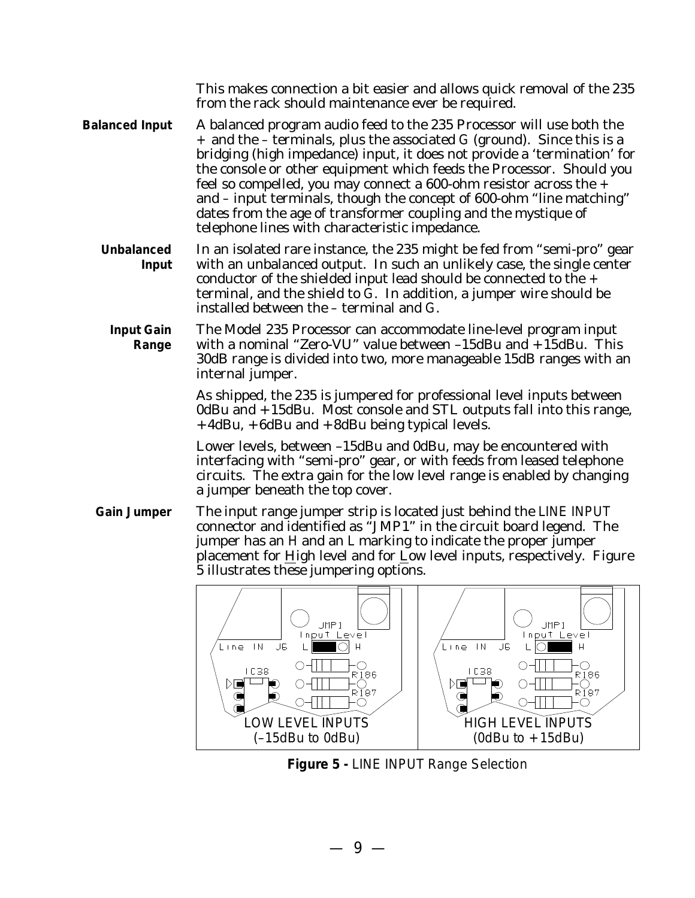This makes connection a bit easier and allows quick removal of the 235 from the rack should maintenance ever be required.

**Balanced Input**

A balanced program audio feed to the 235 Processor will use both the + and the – terminals, plus the associated G (ground). Since this is a bridging (high impedance) input, it does not provide a 'termination' for the console or other equipment which feeds the Processor. Should you feel so compelled, you may connect a 600-ohm resistor across the + and – input terminals, though the concept of 600-ohm "line matching" dates from the age of transformer coupling and the mystique of telephone lines with characteristic impedance.

**Unbalanced Input**

In an isolated rare instance, the 235 might be fed from "semi-pro" gear with an unbalanced output. In such an unlikely case, the single center conductor of the shielded input lead should be connected to the + terminal, and the shield to G. In addition, a jumper wire should be installed between the – terminal and G.

**Input Gain Range**

The Model 235 Processor can accommodate line-level program input with a nominal "Zero-VU" value between –15dBu and +15dBu. This 30dB range is divided into two, more manageable 15dB ranges with an internal jumper.

As shipped, the 235 is jumpered for professional level inputs between 0dBu and +15dBu. Most console and STL outputs fall into this range, +4dBu, +6dBu and +8dBu being typical levels.

Lower levels, between –15dBu and 0dBu, may be encountered with interfacing with "semi-pro" gear, or with feeds from leased telephone circuits. The extra gain for the low level range is enabled by changing a jumper beneath the top cover.

**Gain Jumper**

The input range jumper strip is located just behind the LINE INPUT connector and identified as "JMP1" in the circuit board legend. The jumper has an H and an L marking to indicate the proper jumper placement for High level and for Low level inputs, respectively. Figure 5 illustrates these jumpering options.

LOW LEVEL INPUTS (–15dBu to 0dBu) | HIGH LEVEL INPUTS (0dBu to +15dBu)

**Figure 5 -** LINE INPUT Range Selection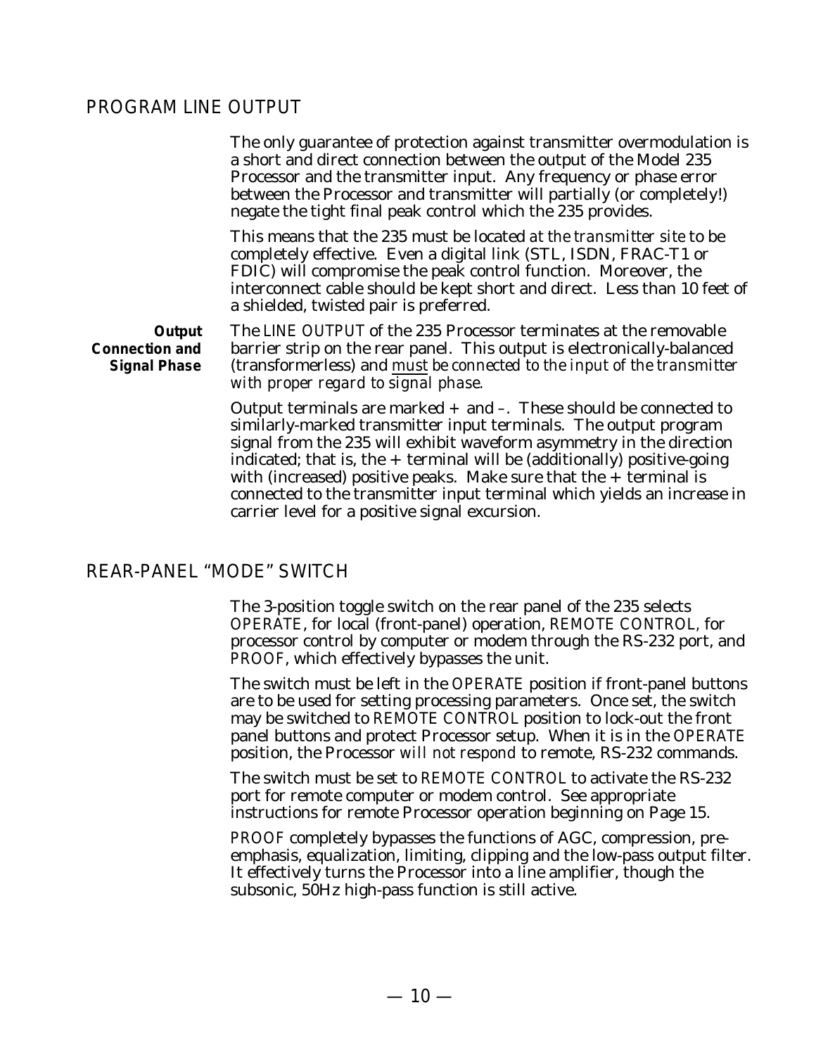## PROGRAM LINE OUTPUT

The only guarantee of protection against transmitter overmodulation is a short and direct connection between the output of the Model 235 Processor and the transmitter input. Any frequency or phase error between the Processor and transmitter will partially (or completely!) negate the tight final peak control which the 235 provides.

This means that the 235 must be located *at the transmitter site* to be completely effective. Even a digital link (STL, ISDN, FRAC-T1 or FDIC) will compromise the peak control function. Moreover, the interconnect cable should be kept short and direct. Less than 10 feet of a shielded, twisted pair is preferred.

**Output Connection and Signal Phase**

The *LINE OUTPUT* of the 235 Processor terminates at the removable barrier strip on the rear panel. This output is electronically-balanced (transformerless) and *must be connected to the input of the transmitter with proper regard to signal phase*.

Output terminals are marked + and –. These should be connected to similarly-marked transmitter input terminals. The output program signal from the 235 will exhibit waveform asymmetry in the direction indicated; that is, the + terminal will be (additionally) positive-going with (increased) positive peaks. Make sure that the + terminal is connected to the transmitter input terminal which yields an increase in carrier level for a positive signal excursion.

## REAR-PANEL “MODE” SWITCH

The 3-position toggle switch on the rear panel of the 235 selects *OPERATE*, for local (front-panel) operation, *REMOTE CONTROL*, for processor control by computer or modem through the RS-232 port, and *PROOF*, which effectively bypasses the unit.

The switch must be left in the *OPERATE* position if front-panel buttons are to be used for setting processing parameters. Once set, the switch may be switched to *REMOTE CONTROL* position to lock-out the front panel buttons and protect Processor setup. When it is in the *OPERATE* position, the Processor *will not respond* to remote, RS-232 commands.

The switch must be set to *REMOTE CONTROL* to activate the RS-232 port for remote computer or modem control. See appropriate instructions for remote Processor operation beginning on Page 15.

*PROOF* completely bypasses the functions of AGC, compression, pre-emphasis, equalization, limiting, clipping and the low-pass output filter. It effectively turns the Processor into a line amplifier, though the subsonic, 50Hz high-pass function is still active.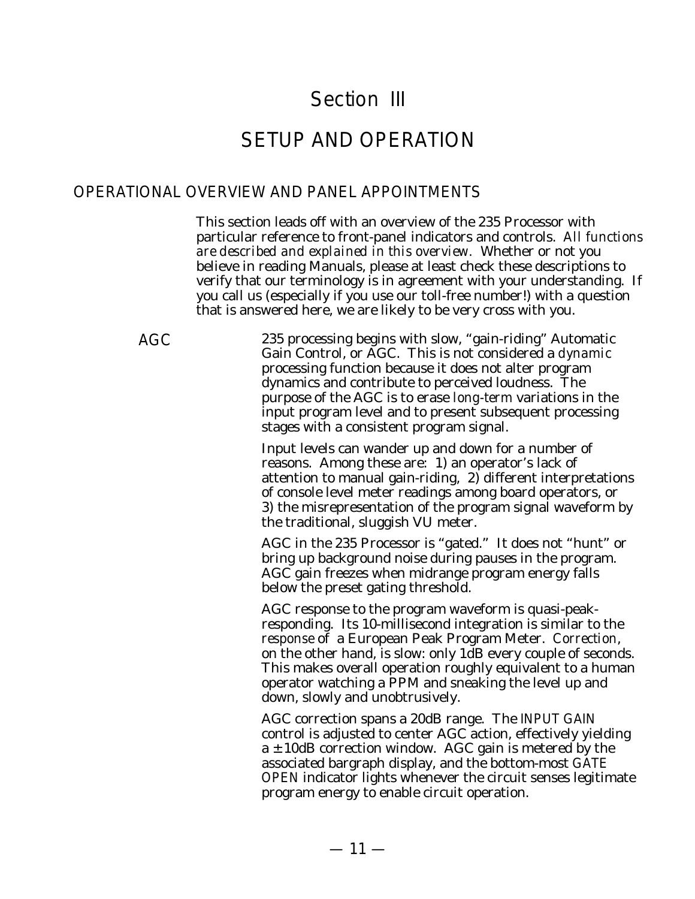# Section III

# SETUP AND OPERATION

## OPERATIONAL OVERVIEW AND PANEL APPOINTMENTS

This section leads off with an overview of the 235 Processor with particular reference to front-panel indicators and controls. *All functions are described and explained in this overview.* Whether or not you believe in reading Manuals, please at least check these descriptions to verify that our terminology is in agreement with your understanding. If you call us (especially if you use our toll-free number!) with a question that is answered here, we are likely to be very cross with you.

### AGC

235 processing begins with slow, "gain-riding" Automatic Gain Control, or AGC. This is not considered a *dynamic* processing function because it does not alter program dynamics and contribute to perceived loudness. The purpose of the AGC is to erase *long-term* variations in the input program level and to present subsequent processing stages with a consistent program signal.

Input levels can wander up and down for a number of reasons. Among these are: 1) an operator's lack of attention to manual gain-riding, 2) different interpretations of console level meter readings among board operators, or 3) the misrepresentation of the program signal waveform by the traditional, sluggish VU meter.

AGC in the 235 Processor is "gated." It does not "hunt" or bring up background noise during pauses in the program. AGC gain freezes when midrange program energy falls below the preset gating threshold.

AGC response to the program waveform is quasi-peak-responding. Its 10-millisecond integration is similar to the *response* of a European Peak Program Meter. *Correction*, on the other hand, is slow: only 1dB every couple of seconds. This makes overall operation roughly equivalent to a human operator watching a PPM and sneaking the level up and down, slowly and unobtrusively.

AGC correction spans a 20dB range. The INPUT GAIN control is adjusted to center AGC action, effectively yielding a ±10dB correction window. AGC gain is metered by the associated bargraph display, and the bottom-most GATE OPEN indicator lights whenever the circuit senses legitimate program energy to enable circuit operation.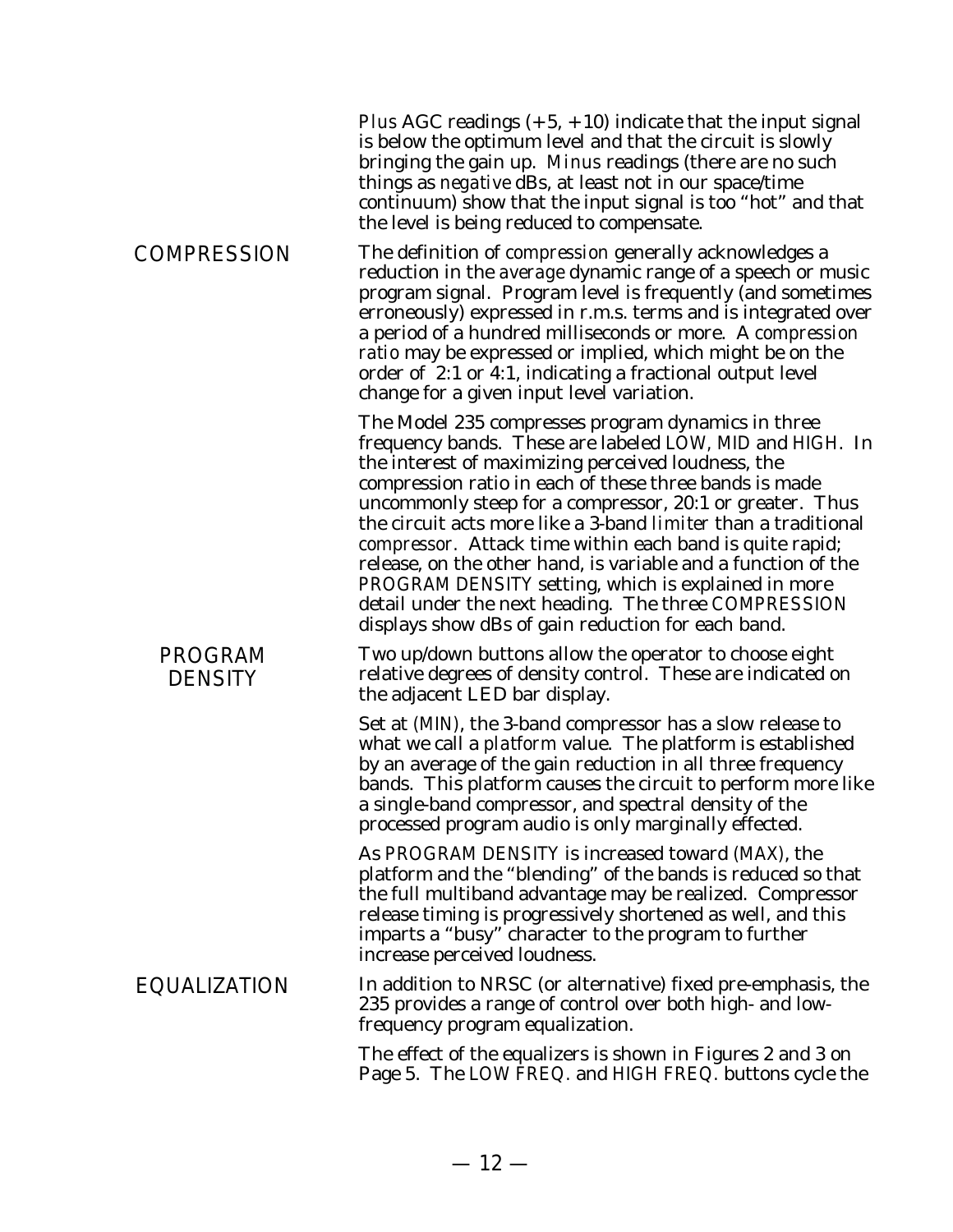*Plus* AGC readings (+5, +10) indicate that the input signal is below the optimum level and that the circuit is slowly bringing the gain up. *Minus* readings (there are no such things as *negative* dBs, at least not in our space/time continuum) show that the input signal is too "hot" and that the level is being reduced to compensate.

## COMPRESSION

The definition of *compression* generally acknowledges a reduction in the *average* dynamic range of a speech or music program signal. Program level is frequently (and sometimes erroneously) expressed in r.m.s. terms and is integrated over a period of a hundred milliseconds or more. A *compression ratio* may be expressed or implied, which might be on the order of 2:1 or 4:1, indicating a fractional output level change for a given input level variation.

The Model 235 compresses program dynamics in three frequency bands. These are labeled *LOW*, *MID* and *HIGH*. In the interest of maximizing perceived loudness, the compression ratio in each of these three bands is made uncommonly steep for a compressor, 20:1 or greater. Thus the circuit acts more like a 3-band *limiter* than a traditional *compressor*. Attack time within each band is quite rapid; release, on the other hand, is variable and a function of the *PROGRAM DENSITY* setting, which is explained in more detail under the next heading. The three *COMPRESSION* displays show dBs of gain reduction for each band.

### PROGRAM DENSITY

Two up/down buttons allow the operator to choose eight relative degrees of density control. These are indicated on the adjacent LED bar display.

Set at *(MIN)*, the 3-band compressor has a slow release to what we call a *platform* value. The platform is established by an average of the gain reduction in all three frequency bands. This platform causes the circuit to perform more like a single-band compressor, and spectral density of the processed program audio is only marginally effected.

As *PROGRAM DENSITY* is increased toward *(MAX)*, the platform and the "blending" of the bands is reduced so that the full multiband advantage may be realized. Compressor release timing is progressively shortened as well, and this imparts a "busy" character to the program to further increase perceived loudness.

## EQUALIZATION

In addition to NRSC (or alternative) fixed pre-emphasis, the 235 provides a range of control over both high- and low-frequency program equalization.

The effect of the equalizers is shown in Figures 2 and 3 on Page 5. The *LOW FREQ.* and *HIGH FREQ.* buttons cycle the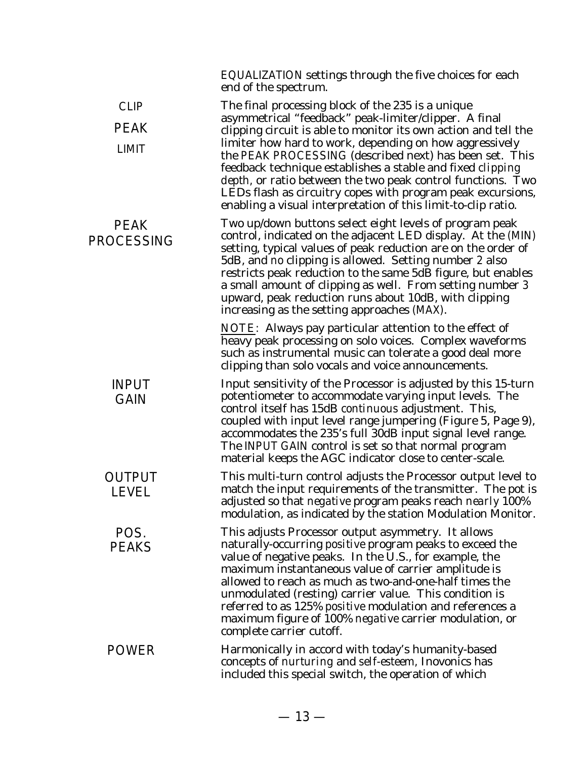*EQUALIZATION* settings through the five choices for each end of the spectrum.

**CLIP PEAK LIMIT**

The final processing block of the 235 is a unique asymmetrical "feedback" peak-limiter/clipper. A final clipping circuit is able to monitor its own action and tell the limiter how hard to work, depending on how aggressively the *PEAK PROCESSING* (described next) has been set. This feedback technique establishes a stable and fixed *clipping depth*, or ratio between the two peak control functions. Two LEDs flash as circuitry copes with program peak excursions, enabling a visual interpretation of this limit-to-clip ratio.

**PEAK PROCESSING**

Two up/down buttons select eight levels of program peak control, indicated on the adjacent LED display. At the *(MIN)* setting, typical values of peak reduction are on the order of 5dB, and *no* clipping is allowed. Setting number *2* also restricts peak reduction to the same 5dB figure, but enables a small amount of clipping as well. From setting number *3* upward, peak reduction runs about 10dB, with clipping increasing as the setting approaches *(MAX)*.

<u>*NOTE*</u>: Always pay particular attention to the effect of heavy peak processing on solo voices. Complex waveforms such as instrumental music can tolerate a good deal more clipping than solo vocals and voice announcements.

**INPUT GAIN**

Input sensitivity of the Processor is adjusted by this 15-turn potentiometer to accommodate varying input levels. The control itself has 15dB *continuous* adjustment. This, coupled with input level range jumpering (Figure 5, Page 9), accommodates the 235's full 30dB input signal level range. The *INPUT GAIN* control is set so that normal program material keeps the AGC indicator close to center-scale.

**OUTPUT LEVEL**

This multi-turn control adjusts the Processor output level to match the input requirements of the transmitter. The pot is adjusted so that *negative* program peaks reach *nearly* 100% modulation, as indicated by the station Modulation Monitor.

**POS. PEAKS**

This adjusts Processor output asymmetry. It allows naturally-occurring *positive* program peaks to exceed the value of negative peaks. In the U.S., for example, the maximum instantaneous value of carrier amplitude is allowed to reach as much as two-and-one-half times the unmodulated (resting) carrier value. This condition is referred to as 125% *positive* modulation and references a maximum figure of 100% *negative* carrier modulation, or complete carrier cutoff.

**POWER**

Harmonically in accord with today's humanity-based concepts of *nurturing* and *self-esteem*, Inovonics has included this special switch, the operation of which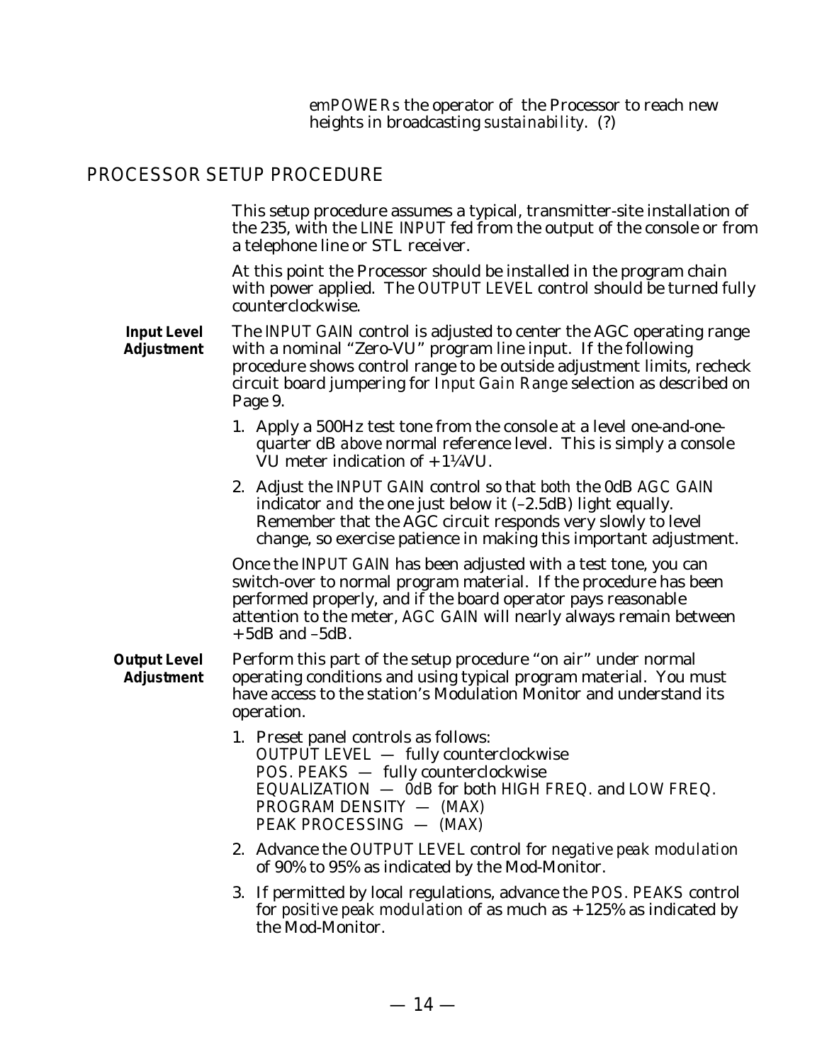emPOWERs the operator of the Processor to reach new heights in broadcasting *sustainability*. (?)

## PROCESSOR SETUP PROCEDURE

This setup procedure assumes a typical, transmitter-site installation of the 235, with the LINE INPUT fed from the output of the console or from a telephone line or STL receiver.

At this point the Processor should be installed in the program chain with power applied. The OUTPUT LEVEL control should be turned fully counterclockwise.

**Input Level Adjustment**

The INPUT GAIN control is adjusted to center the AGC operating range with a nominal "Zero-VU" program line input. If the following procedure shows control range to be outside adjustment limits, recheck circuit board jumpering for *Input Gain Range* selection as described on Page 9.

1. Apply a 500Hz test tone from the console at a level one-and-one-quarter dB *above* normal reference level. This is simply a console VU meter indication of +1¼VU.
2. Adjust the INPUT GAIN control so that *both* the 0dB AGC GAIN indicator *and* the one just below it (–2.5dB) light equally. Remember that the AGC circuit responds very slowly to level change, so exercise patience in making this important adjustment.

Once the INPUT GAIN has been adjusted with a test tone, you can switch-over to normal program material. If the procedure has been performed properly, and if the board operator pays reasonable attention to the meter, AGC GAIN will nearly always remain between +5dB and –5dB.

**Output Level Adjustment**

Perform this part of the setup procedure "on air" under normal operating conditions and using typical program material. You must have access to the station's Modulation Monitor and understand its operation.

1. Preset panel controls as follows:
   OUTPUT LEVEL — fully counterclockwise
   POS. PEAKS — fully counterclockwise
   EQUALIZATION — 0dB for both HIGH FREQ. and LOW FREQ.
   PROGRAM DENSITY — (MAX)
   PEAK PROCESSING — (MAX)
2. Advance the OUTPUT LEVEL control for *negative peak modulation* of 90% to 95% as indicated by the Mod-Monitor.
3. If permitted by local regulations, advance the POS. PEAKS control for *positive peak modulation* of as much as +125% as indicated by the Mod-Monitor.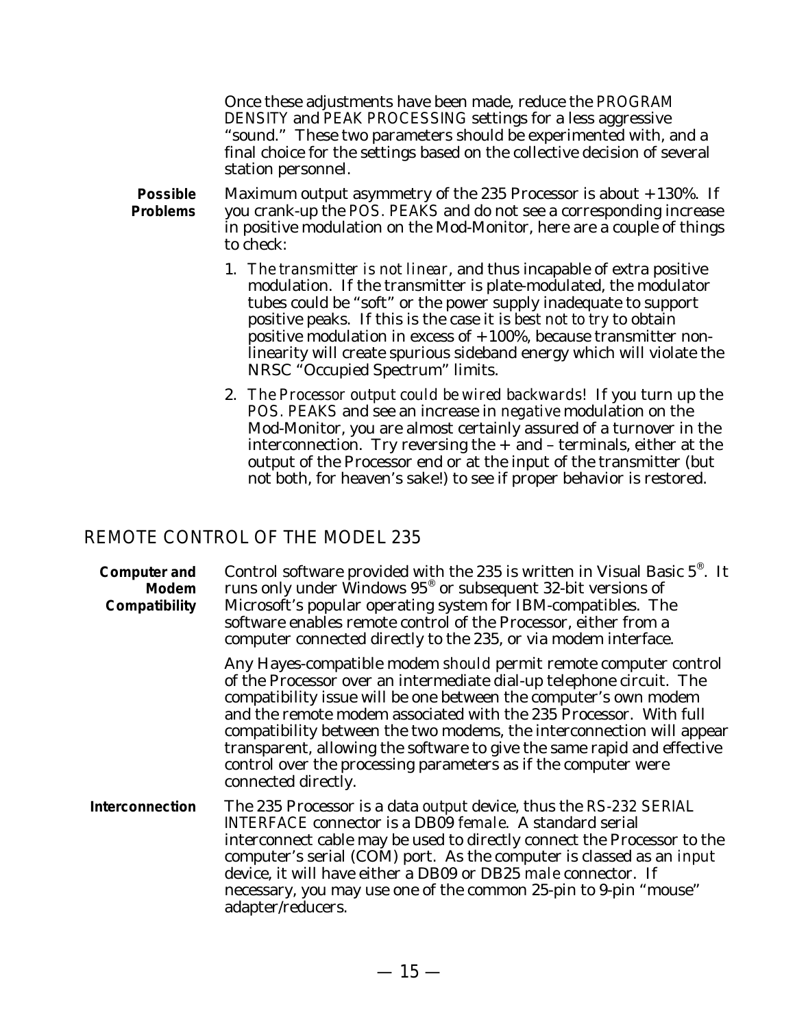Once these adjustments have been made, reduce the *PROGRAM DENSITY* and *PEAK PROCESSING* settings for a less aggressive "sound." These two parameters should be experimented with, and a final choice for the settings based on the collective decision of several station personnel.

**Possible Problems**

Maximum output asymmetry of the 235 Processor is about +130%. If you crank-up the *POS. PEAKS* and do not see a corresponding increase in positive modulation on the Mod-Monitor, here are a couple of things to check:

1. *The transmitter is not linear*, and thus incapable of extra positive modulation. If the transmitter is plate-modulated, the modulator tubes could be "soft" or the power supply inadequate to support positive peaks. If this is the case it is *best not to try* to obtain positive modulation in excess of +100%, because transmitter non-linearity will create spurious sideband energy which will violate the NRSC "Occupied Spectrum" limits.
2. *The Processor output could be wired backwards!* If you turn up the *POS. PEAKS* and see an increase in *negative* modulation on the Mod-Monitor, you are almost certainly assured of a turnover in the interconnection. Try reversing the + and – terminals, either at the output of the Processor end or at the input of the transmitter (but not both, for heaven's sake!) to see if proper behavior is restored.

## REMOTE CONTROL OF THE MODEL 235

**Computer and Modem Compatibility**

Control software provided with the 235 is written in Visual Basic 5®. It runs only under Windows 95® or subsequent 32-bit versions of Microsoft's popular operating system for IBM-compatibles. The software enables remote control of the Processor, either from a computer connected directly to the 235, or via modem interface.

Any Hayes-compatible modem *should* permit remote computer control of the Processor over an intermediate dial-up telephone circuit. The compatibility issue will be one between the computer's own modem and the remote modem associated with the 235 Processor. With full compatibility between the two modems, the interconnection will appear transparent, allowing the software to give the same rapid and effective control over the processing parameters as if the computer were connected directly.

**Interconnection**

The 235 Processor is a data *output* device, thus the *RS-232 SERIAL INTERFACE* connector is a DB09 *female*. A standard serial interconnect cable may be used to directly connect the Processor to the computer's serial (COM) port. As the computer is classed as an *input* device, it will have either a DB09 or DB25 *male* connector. If necessary, you may use one of the common 25-pin to 9-pin "mouse" adapter/reducers.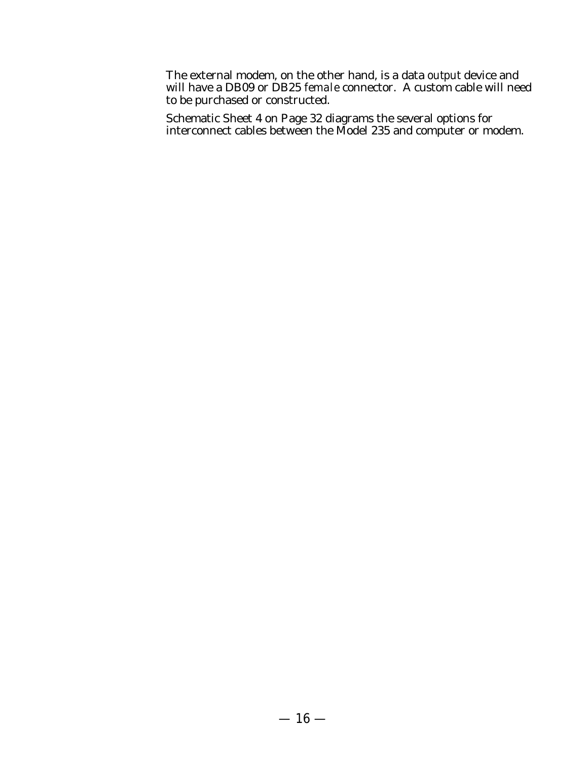The external modem, on the other hand, is a data *output* device and will have a DB09 or DB25 *female* connector. A custom cable will need to be purchased or constructed.

Schematic Sheet 4 on Page 32 diagrams the several options for interconnect cables between the Model 235 and computer or modem.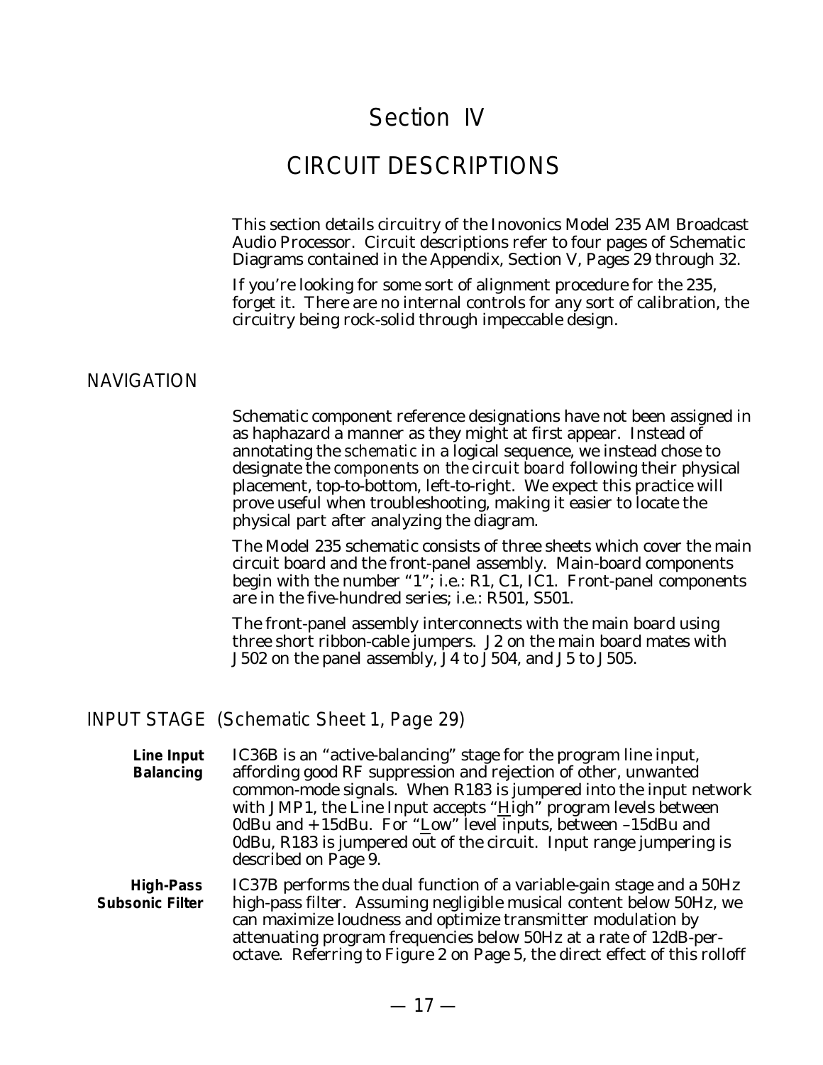# Section IV

# CIRCUIT DESCRIPTIONS

This section details circuitry of the Inovonics Model 235 AM Broadcast Audio Processor. Circuit descriptions refer to four pages of Schematic Diagrams contained in the Appendix, Section V, Pages 29 through 32.

If you're looking for some sort of alignment procedure for the 235, forget it. There are no internal controls for any sort of calibration, the circuitry being rock-solid through impeccable design.

## NAVIGATION

Schematic component reference designations have not been assigned in as haphazard a manner as they might at first appear. Instead of annotating the *schematic* in a logical sequence, we instead chose to designate the *components on the circuit board* following their physical placement, top-to-bottom, left-to-right. We expect this practice will prove useful when troubleshooting, making it easier to locate the physical part after analyzing the diagram.

The Model 235 schematic consists of three sheets which cover the main circuit board and the front-panel assembly. Main-board components begin with the number "1"; i.e.: R1, C1, IC1. Front-panel components are in the five-hundred series; i.e.: R501, S501.

The front-panel assembly interconnects with the main board using three short ribbon-cable jumpers. J2 on the main board mates with J502 on the panel assembly, J4 to J504, and J5 to J505.

## INPUT STAGE *(Schematic Sheet 1, Page 29)*

**Line Input Balancing**

IC36B is an "active-balancing" stage for the program line input, affording good RF suppression and rejection of other, unwanted common-mode signals. When R183 is jumpered into the input network with JMP1, the Line Input accepts "High" program levels between 0dBu and +15dBu. For "Low" level inputs, between –15dBu and 0dBu, R183 is jumpered out of the circuit. Input range jumpering is described on Page 9.

**High-Pass Subsonic Filter**

IC37B performs the dual function of a variable-gain stage and a 50Hz high-pass filter. Assuming negligible musical content below 50Hz, we can maximize loudness and optimize transmitter modulation by attenuating program frequencies below 50Hz at a rate of 12dB-per-octave. Referring to Figure 2 on Page 5, the direct effect of this rolloff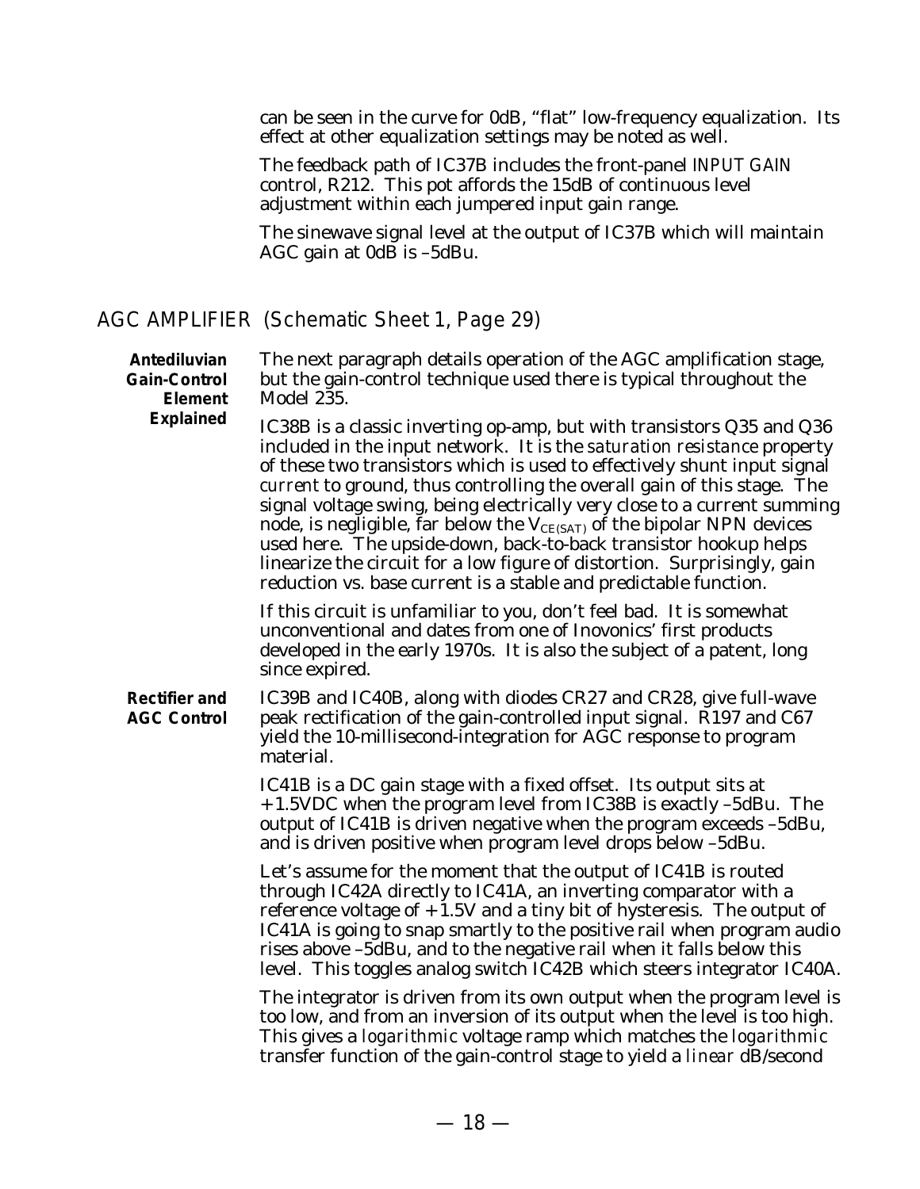can be seen in the curve for 0dB, "flat" low-frequency equalization. Its effect at other equalization settings may be noted as well.

The feedback path of IC37B includes the front-panel INPUT GAIN control, R212. This pot affords the 15dB of continuous level adjustment within each jumpered input gain range.

The sinewave signal level at the output of IC37B which will maintain AGC gain at 0dB is –5dBu.

## AGC AMPLIFIER (Schematic Sheet 1, Page 29)

**Antediluvian Gain-Control Element Explained**

The next paragraph details operation of the AGC amplification stage, but the gain-control technique used there is typical throughout the Model 235.

IC38B is a classic inverting op-amp, but with transistors Q35 and Q36 included in the input network. It is the *saturation resistance* property of these two transistors which is used to effectively shunt input signal *current* to ground, thus controlling the overall gain of this stage. The signal voltage swing, being electrically very close to a current summing node, is negligible, far below the $V_{CE(SAT)}$ of the bipolar NPN devices used here. The upside-down, back-to-back transistor hookup helps linearize the circuit for a low figure of distortion. Surprisingly, gain reduction vs. base current is a stable and predictable function.

If this circuit is unfamiliar to you, don't feel bad. It is somewhat unconventional and dates from one of Inovonics' first products developed in the early 1970s. It is also the subject of a patent, long since expired.

**Rectifier and AGC Control**

IC39B and IC40B, along with diodes CR27 and CR28, give full-wave peak rectification of the gain-controlled input signal. R197 and C67 yield the 10-millisecond-integration for AGC response to program material.

IC41B is a DC gain stage with a fixed offset. Its output sits at +1.5VDC when the program level from IC38B is exactly –5dBu. The output of IC41B is driven negative when the program exceeds –5dBu, and is driven positive when program level drops below –5dBu.

Let's assume for the moment that the output of IC41B is routed through IC42A directly to IC41A, an inverting comparator with a reference voltage of +1.5V and a tiny bit of hysteresis. The output of IC41A is going to snap smartly to the positive rail when program audio rises above –5dBu, and to the negative rail when it falls below this level. This toggles analog switch IC42B which steers integrator IC40A.

The integrator is driven from its own output when the program level is too low, and from an inversion of its output when the level is too high. This gives a *logarithmic* voltage ramp which matches the *logarithmic* transfer function of the gain-control stage to yield a *linear* dB/second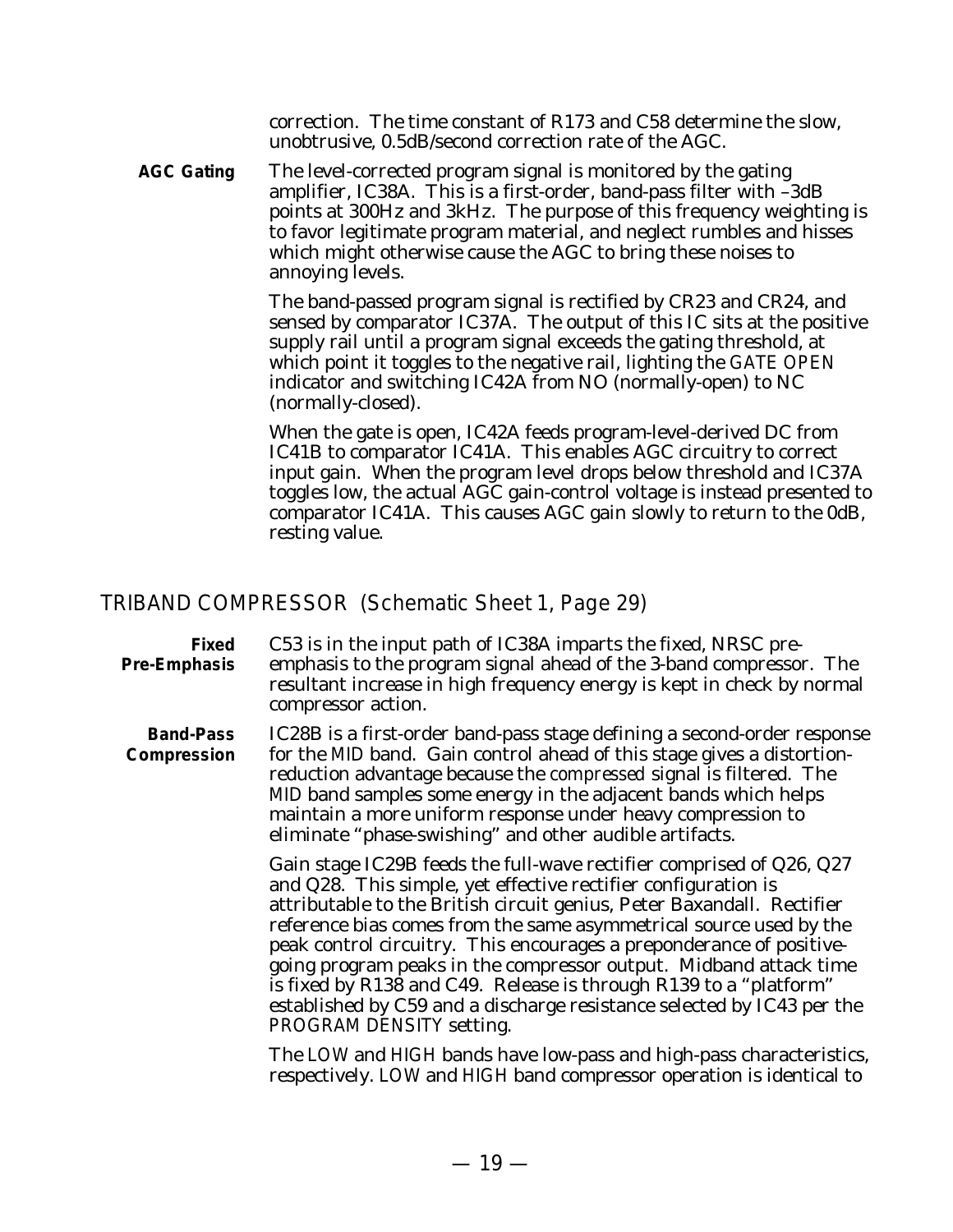correction. The time constant of R173 and C58 determine the slow, unobtrusive, 0.5dB/second correction rate of the AGC.

**AGC Gating** The level-corrected program signal is monitored by the gating amplifier, IC38A. This is a first-order, band-pass filter with –3dB points at 300Hz and 3kHz. The purpose of this frequency weighting is to favor legitimate program material, and neglect rumbles and hisses which might otherwise cause the AGC to bring these noises to annoying levels.

The band-passed program signal is rectified by CR23 and CR24, and sensed by comparator IC37A. The output of this IC sits at the positive supply rail until a program signal exceeds the gating threshold, at which point it toggles to the negative rail, lighting the GATE OPEN indicator and switching IC42A from NO (normally-open) to NC (normally-closed).

When the gate is open, IC42A feeds program-level-derived DC from IC41B to comparator IC41A. This enables AGC circuitry to correct input gain. When the program level drops below threshold and IC37A toggles low, the actual AGC gain-control voltage is instead presented to comparator IC41A. This causes AGC gain slowly to return to the 0dB, resting value.

## TRIBAND COMPRESSOR (Schematic Sheet 1, Page 29)

**Fixed Pre-Emphasis** C53 is in the input path of IC38A imparts the fixed, NRSC pre-emphasis to the program signal ahead of the 3-band compressor. The resultant increase in high frequency energy is kept in check by normal compressor action.

**Band-Pass Compression** IC28B is a first-order band-pass stage defining a second-order response for the MID band. Gain control ahead of this stage gives a distortion-reduction advantage because the *compressed* signal is filtered. The MID band samples some energy in the adjacent bands which helps maintain a more uniform response under heavy compression to eliminate "phase-swishing" and other audible artifacts.

Gain stage IC29B feeds the full-wave rectifier comprised of Q26, Q27 and Q28. This simple, yet effective rectifier configuration is attributable to the British circuit genius, Peter Baxandall. Rectifier reference bias comes from the same asymmetrical source used by the peak control circuitry. This encourages a preponderance of positive-going program peaks in the compressor output. Midband attack time is fixed by R138 and C49. Release is through R139 to a "platform" established by C59 and a discharge resistance selected by IC43 per the PROGRAM DENSITY setting.

The LOW and HIGH bands have low-pass and high-pass characteristics, respectively. LOW and HIGH band compressor operation is identical to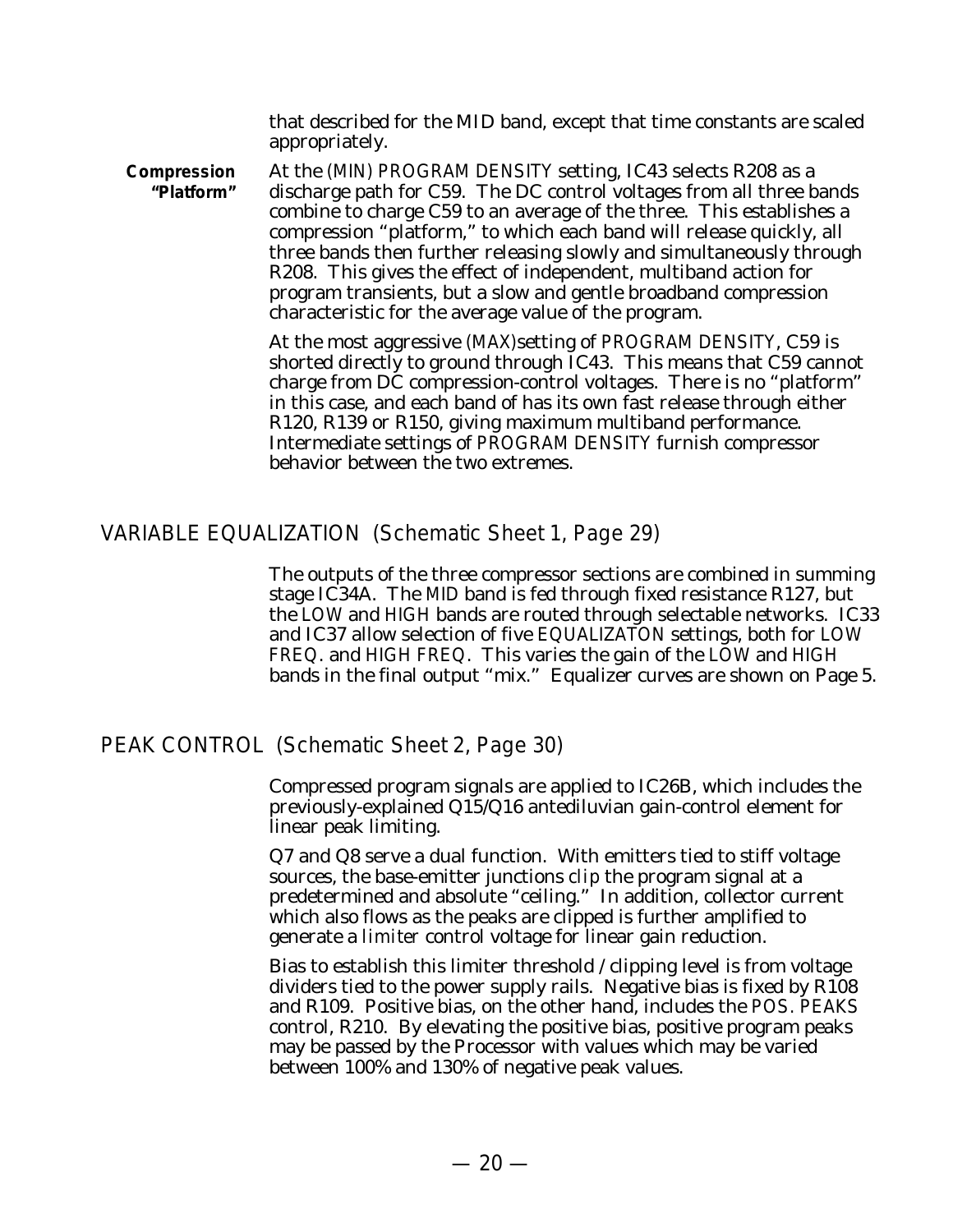that described for the MID band, except that time constants are scaled appropriately.

**Compression "Platform"**

At the *(MIN) PROGRAM DENSITY* setting, IC43 selects R208 as a discharge path for C59. The DC control voltages from all three bands combine to charge C59 to an average of the three. This establishes a compression "platform," to which each band will release quickly, all three bands then further releasing slowly and simultaneously through R208. This gives the effect of independent, multiband action for program transients, but a slow and gentle broadband compression characteristic for the average value of the program.

At the most aggressive *(MAX)*setting of *PROGRAM DENSITY*, C59 is shorted directly to ground through IC43. This means that C59 cannot charge from DC compression-control voltages. There is no "platform" in this case, and each band of has its own fast release through either R120, R139 or R150, giving maximum multiband performance. Intermediate settings of *PROGRAM DENSITY* furnish compressor behavior between the two extremes.

## VARIABLE EQUALIZATION (Schematic Sheet 1, Page 29)

The outputs of the three compressor sections are combined in summing stage IC34A. The *MID* band is fed through fixed resistance R127, but the *LOW* and *HIGH* bands are routed through selectable networks. IC33 and IC37 allow selection of five *EQUALIZATON* settings, both for *LOW FREQ.* and *HIGH FREQ.* This varies the gain of the *LOW* and *HIGH* bands in the final output "mix." Equalizer curves are shown on Page 5.

## PEAK CONTROL (Schematic Sheet 2, Page 30)

Compressed program signals are applied to IC26B, which includes the previously-explained Q15/Q16 antediluvian gain-control element for linear peak limiting.

Q7 and Q8 serve a dual function. With emitters tied to stiff voltage sources, the base-emitter junctions *clip* the program signal at a predetermined and absolute "ceiling." In addition, collector current which also flows as the peaks are clipped is further amplified to generate a *limiter* control voltage for linear gain reduction.

Bias to establish this limiter threshold / clipping level is from voltage dividers tied to the power supply rails. Negative bias is fixed by R108 and R109. Positive bias, on the other hand, includes the *POS. PEAKS* control, R210. By elevating the positive bias, positive program peaks may be passed by the Processor with values which may be varied between 100% and 130% of negative peak values.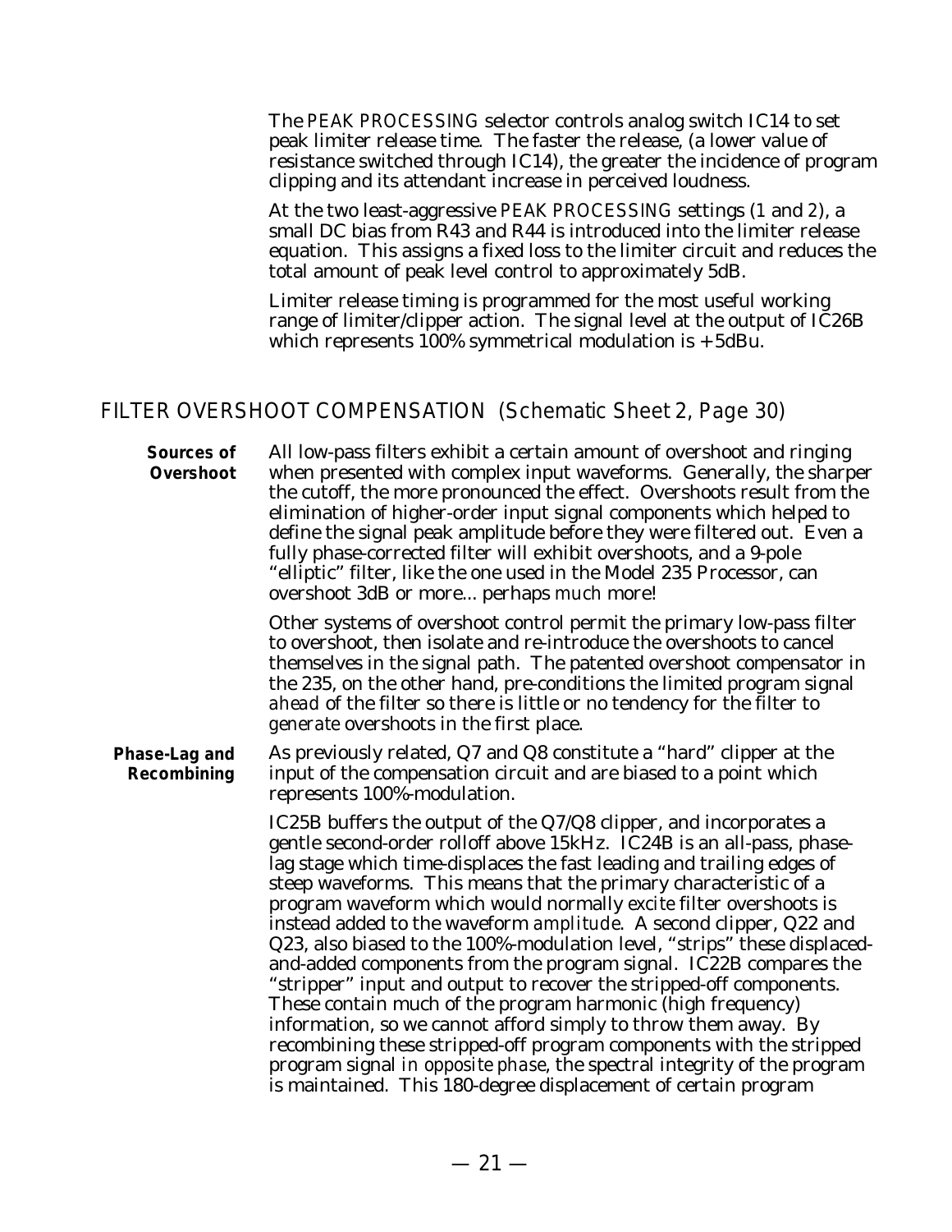The *PEAK PROCESSING* selector controls analog switch IC14 to set peak limiter release time. The faster the release, (a lower value of resistance switched through IC14), the greater the incidence of program clipping and its attendant increase in perceived loudness.

At the two least-aggressive *PEAK PROCESSING* settings (1 and 2), a small DC bias from R43 and R44 is introduced into the limiter release equation. This assigns a fixed loss to the limiter circuit and reduces the total amount of peak level control to approximately 5dB.

Limiter release timing is programmed for the most useful working range of limiter/clipper action. The signal level at the output of IC26B which represents 100% symmetrical modulation is +5dBu.

## FILTER OVERSHOOT COMPENSATION (Schematic Sheet 2, Page 30)

**Sources of Overshoot**

All low-pass filters exhibit a certain amount of overshoot and ringing when presented with complex input waveforms. Generally, the sharper the cutoff, the more pronounced the effect. Overshoots result from the elimination of higher-order input signal components which helped to define the signal peak amplitude before they were filtered out. Even a fully phase-corrected filter will exhibit overshoots, and a 9-pole "elliptic" filter, like the one used in the Model 235 Processor, can overshoot 3dB or more... perhaps *much* more!

Other systems of overshoot control permit the primary low-pass filter to overshoot, then isolate and re-introduce the overshoots to cancel themselves in the signal path. The patented overshoot compensator in the 235, on the other hand, pre-conditions the limited program signal *ahead* of the filter so there is little or no tendency for the filter to *generate* overshoots in the first place.

**Phase-Lag and Recombining**

As previously related, Q7 and Q8 constitute a "hard" clipper at the input of the compensation circuit and are biased to a point which represents 100%-modulation.

IC25B buffers the output of the Q7/Q8 clipper, and incorporates a gentle second-order rolloff above 15kHz. IC24B is an all-pass, phase-lag stage which time-displaces the fast leading and trailing edges of steep waveforms. This means that the primary characteristic of a program waveform which would normally *excite* filter overshoots is instead added to the waveform *amplitude*. A second clipper, Q22 and Q23, also biased to the 100%-modulation level, "strips" these displaced-and-added components from the program signal. IC22B compares the "stripper" input and output to recover the stripped-off components. These contain much of the program harmonic (high frequency) information, so we cannot afford simply to throw them away. By recombining these stripped-off program components with the stripped program signal *in opposite phase*, the spectral integrity of the program is maintained. This 180-degree displacement of certain program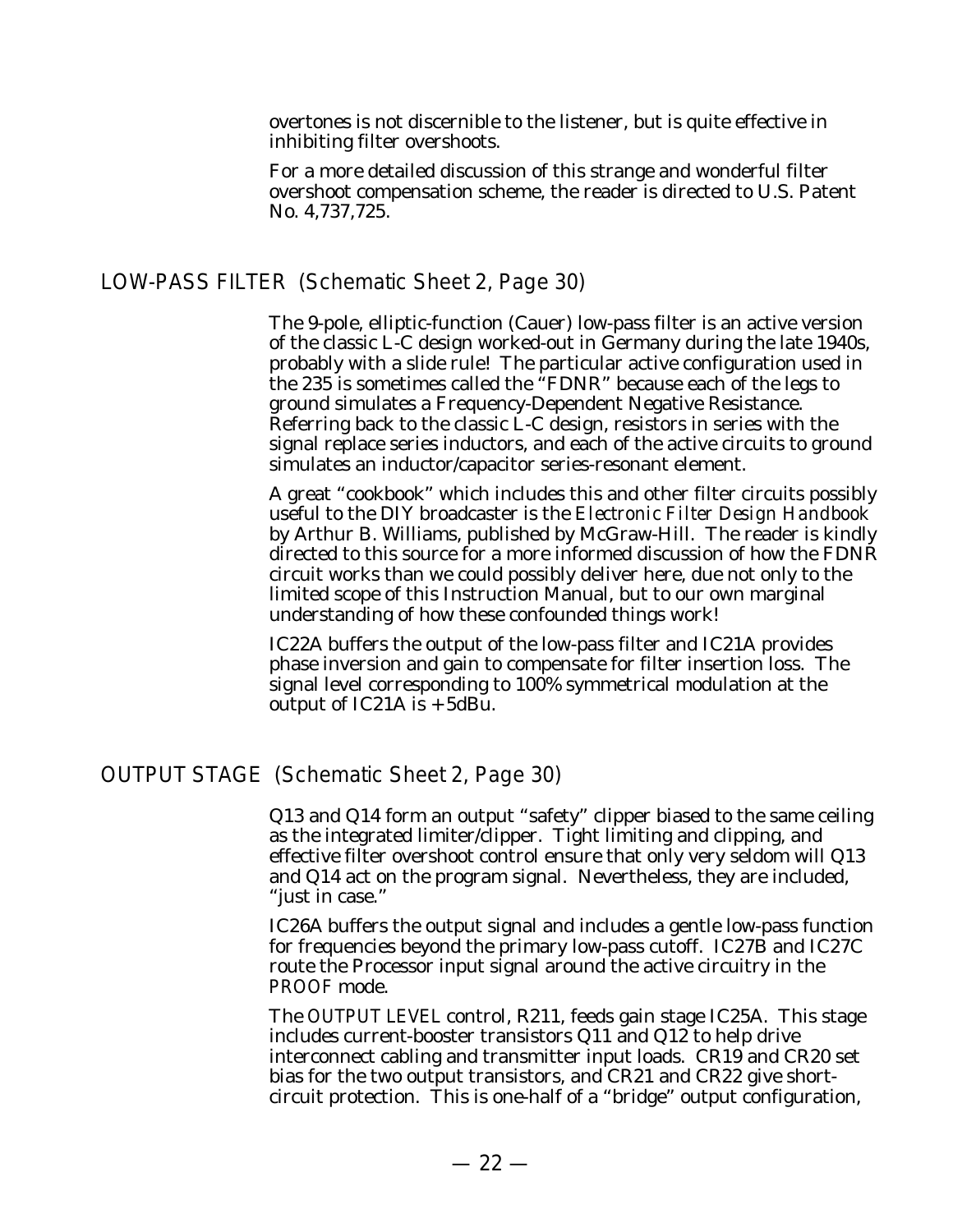overtones is not discernible to the listener, but is quite effective in inhibiting filter overshoots.

For a more detailed discussion of this strange and wonderful filter overshoot compensation scheme, the reader is directed to U.S. Patent No. 4,737,725.

## LOW-PASS FILTER *(Schematic Sheet 2, Page 30)*

The 9-pole, elliptic-function (Cauer) low-pass filter is an active version of the classic L-C design worked-out in Germany during the late 1940s, probably with a slide rule! The particular active configuration used in the 235 is sometimes called the "FDNR" because each of the legs to ground simulates a Frequency-Dependent Negative Resistance. Referring back to the classic L-C design, resistors in series with the signal replace series inductors, and each of the active circuits to ground simulates an inductor/capacitor series-resonant element.

A great "cookbook" which includes this and other filter circuits possibly useful to the DIY broadcaster is the *Electronic Filter Design Handbook* by Arthur B. Williams, published by McGraw-Hill. The reader is kindly directed to this source for a more informed discussion of how the FDNR circuit works than we could possibly deliver here, due not only to the limited scope of this Instruction Manual, but to our own marginal understanding of how these confounded things work!

IC22A buffers the output of the low-pass filter and IC21A provides phase inversion and gain to compensate for filter insertion loss. The signal level corresponding to 100% symmetrical modulation at the output of IC21A is +5dBu.

## OUTPUT STAGE *(Schematic Sheet 2, Page 30)*

Q13 and Q14 form an output "safety" clipper biased to the same ceiling as the integrated limiter/clipper. Tight limiting and clipping, and effective filter overshoot control ensure that only very seldom will Q13 and Q14 act on the program signal. Nevertheless, they are included, "just in case."

IC26A buffers the output signal and includes a gentle low-pass function for frequencies beyond the primary low-pass cutoff. IC27B and IC27C route the Processor input signal around the active circuitry in the *PROOF* mode.

The *OUTPUT LEVEL* control, R211, feeds gain stage IC25A. This stage includes current-booster transistors Q11 and Q12 to help drive interconnect cabling and transmitter input loads. CR19 and CR20 set bias for the two output transistors, and CR21 and CR22 give short-circuit protection. This is one-half of a "bridge" output configuration,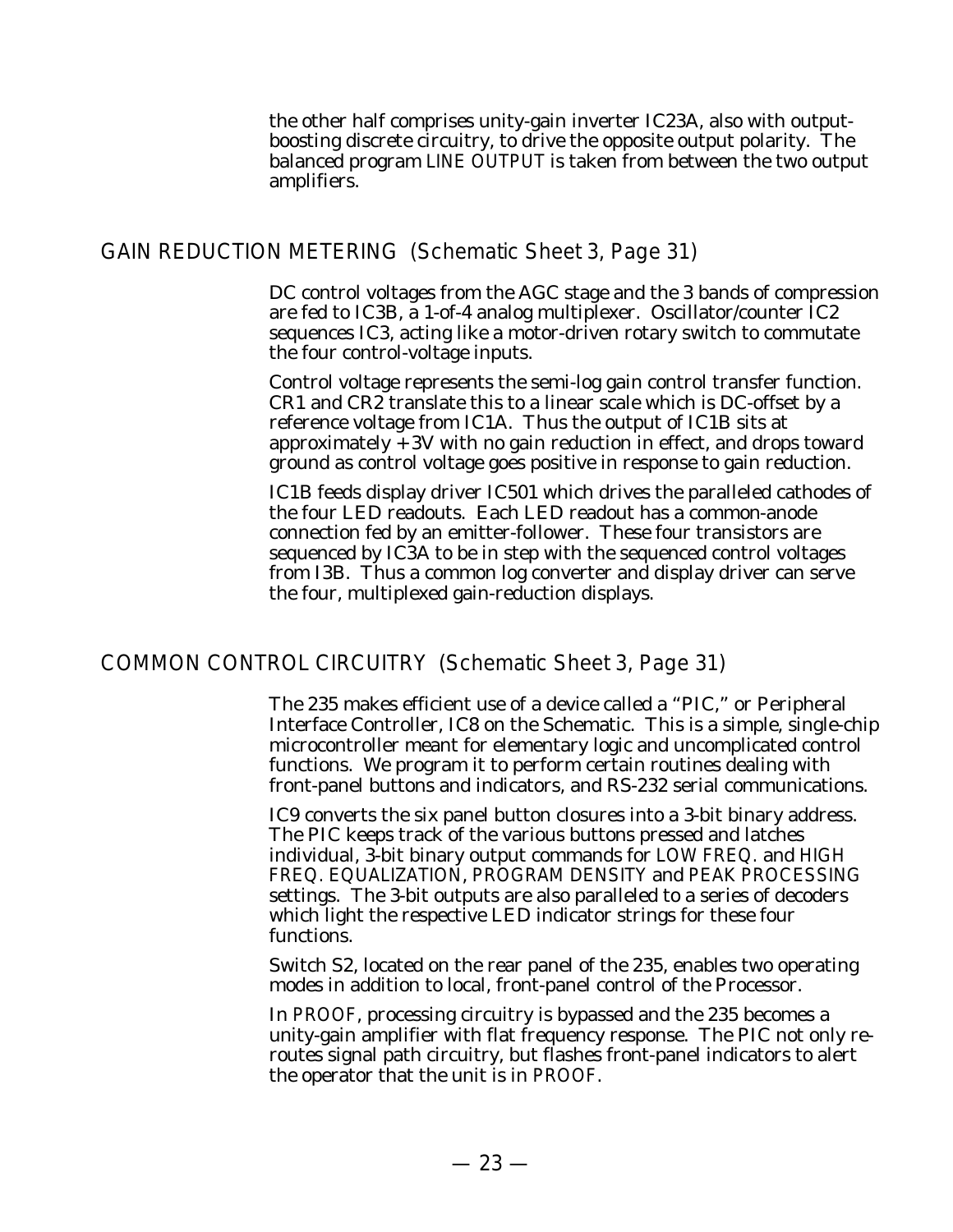the other half comprises unity-gain inverter IC23A, also with output-boosting discrete circuitry, to drive the opposite output polarity. The balanced program LINE OUTPUT is taken from between the two output amplifiers.

## GAIN REDUCTION METERING *(Schematic Sheet 3, Page 31)*

DC control voltages from the AGC stage and the 3 bands of compression are fed to IC3B, a 1-of-4 analog multiplexer. Oscillator/counter IC2 sequences IC3, acting like a motor-driven rotary switch to commutate the four control-voltage inputs.

Control voltage represents the semi-log gain control transfer function. CR1 and CR2 translate this to a linear scale which is DC-offset by a reference voltage from IC1A. Thus the output of IC1B sits at approximately +3V with no gain reduction in effect, and drops toward ground as control voltage goes positive in response to gain reduction.

IC1B feeds display driver IC501 which drives the paralleled cathodes of the four LED readouts. Each LED readout has a common-anode connection fed by an emitter-follower. These four transistors are sequenced by IC3A to be in step with the sequenced control voltages from I3B. Thus a common log converter and display driver can serve the four, multiplexed gain-reduction displays.

## COMMON CONTROL CIRCUITRY *(Schematic Sheet 3, Page 31)*

The 235 makes efficient use of a device called a "PIC," or Peripheral Interface Controller, IC8 on the Schematic. This is a simple, single-chip microcontroller meant for elementary logic and uncomplicated control functions. We program it to perform certain routines dealing with front-panel buttons and indicators, and RS-232 serial communications.

IC9 converts the six panel button closures into a 3-bit binary address. The PIC keeps track of the various buttons pressed and latches individual, 3-bit binary output commands for LOW FREQ. and HIGH FREQ. EQUALIZATION, PROGRAM DENSITY and PEAK PROCESSING settings. The 3-bit outputs are also paralleled to a series of decoders which light the respective LED indicator strings for these four functions.

Switch S2, located on the rear panel of the 235, enables two operating modes in addition to local, front-panel control of the Processor.

In PROOF, processing circuitry is bypassed and the 235 becomes a unity-gain amplifier with flat frequency response. The PIC not only re-routes signal path circuitry, but flashes front-panel indicators to alert the operator that the unit is in PROOF.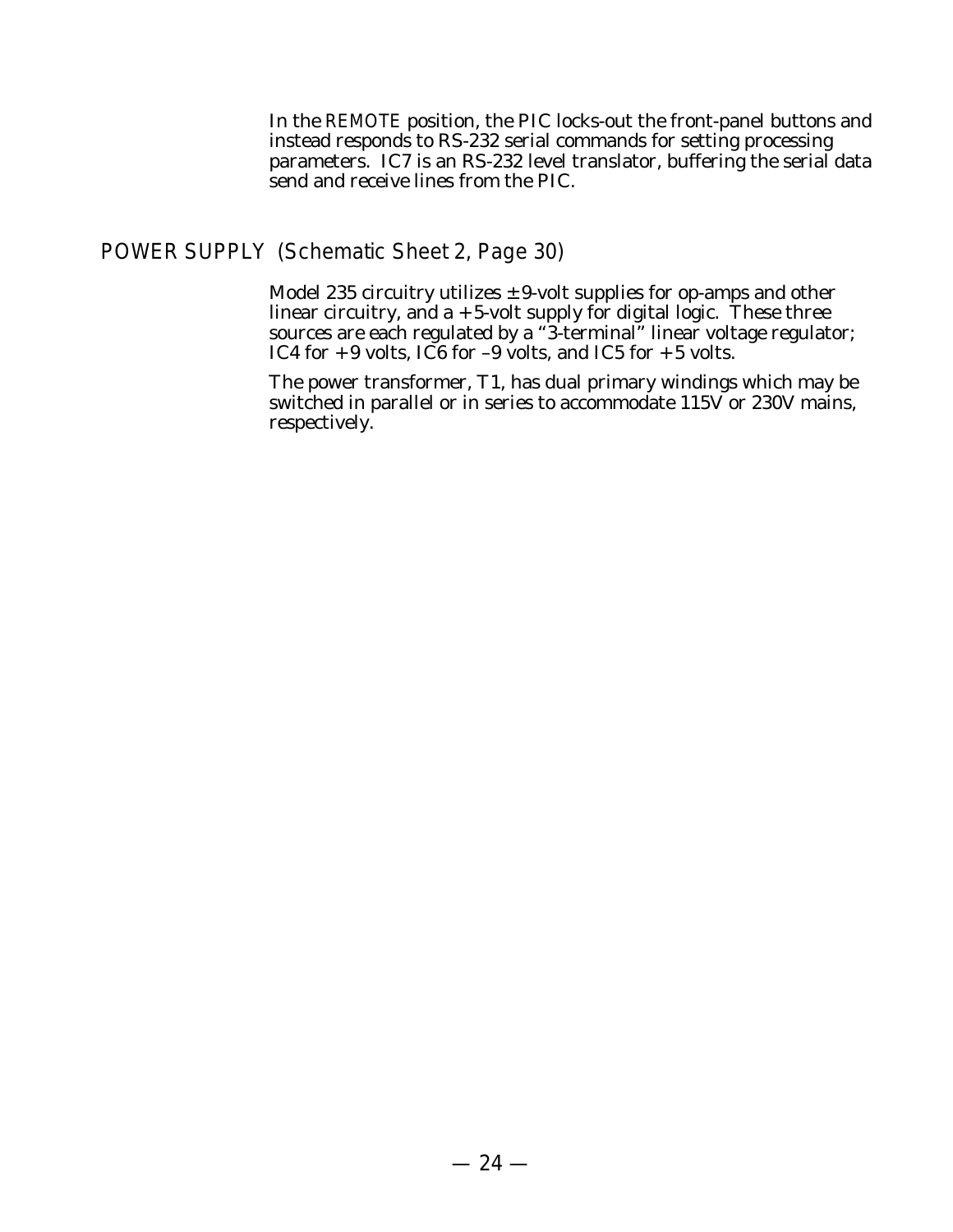In the REMOTE position, the PIC locks-out the front-panel buttons and instead responds to RS-232 serial commands for setting processing parameters. IC7 is an RS-232 level translator, buffering the serial data send and receive lines from the PIC.

## POWER SUPPLY (Schematic Sheet 2, Page 30)

Model 235 circuitry utilizes ±9-volt supplies for op-amps and other linear circuitry, and a +5-volt supply for digital logic. These three sources are each regulated by a "3-terminal" linear voltage regulator; IC4 for +9 volts, IC6 for –9 volts, and IC5 for +5 volts.

The power transformer, T1, has dual primary windings which may be switched in parallel or in series to accommodate 115V or 230V mains, respectively.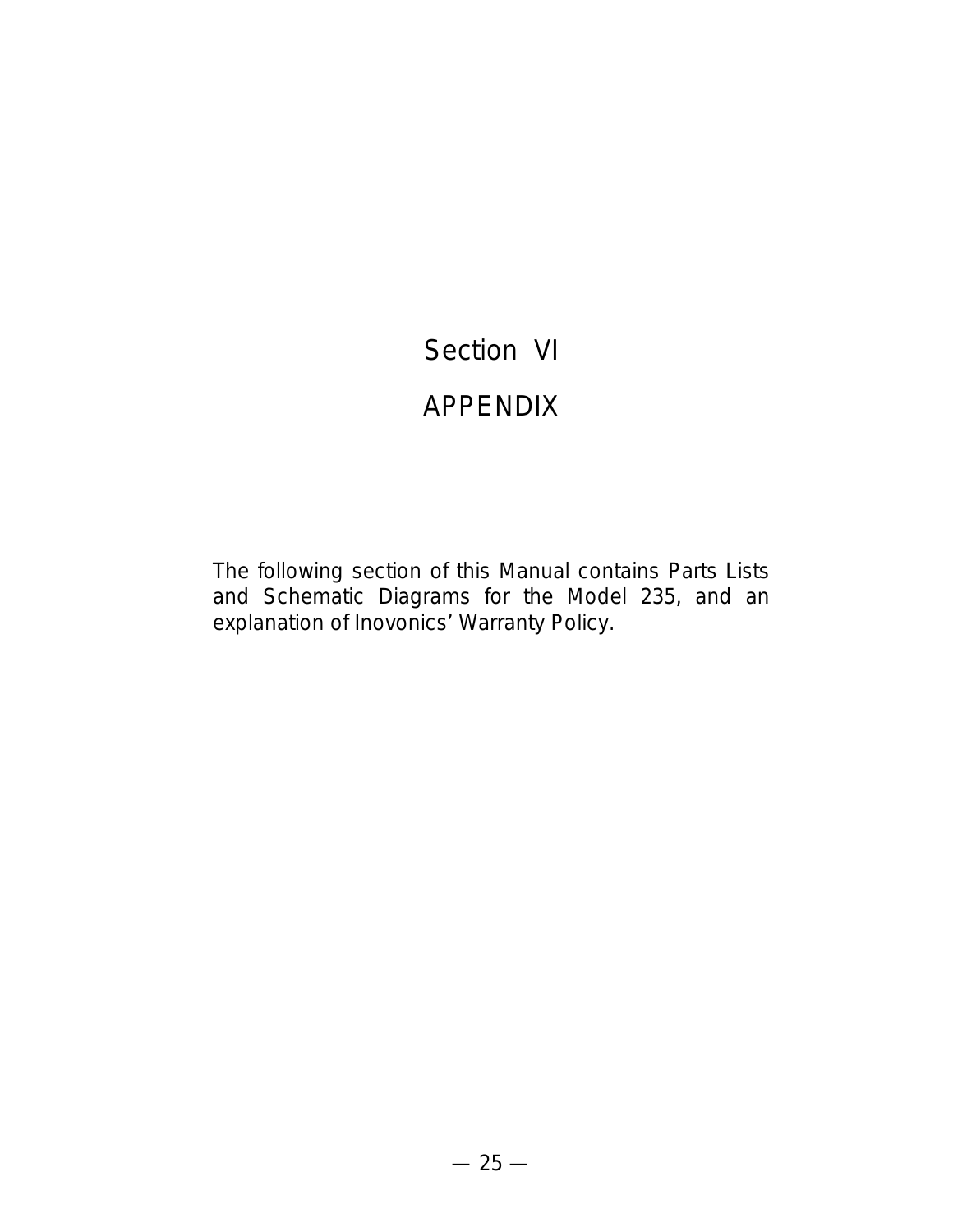# Section VI

# APPENDIX

The following section of this Manual contains Parts Lists and Schematic Diagrams for the Model 235, and an explanation of Inovonics' Warranty Policy.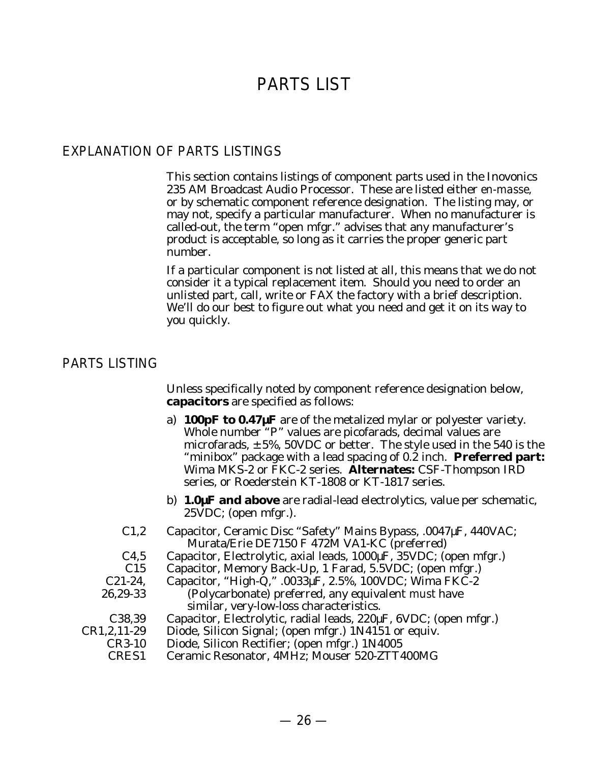# PARTS LIST

## EXPLANATION OF PARTS LISTINGS

This section contains listings of component parts used in the Inovonics 235 AM Broadcast Audio Processor. These are listed either *en-masse*, or by schematic component reference designation. The listing may, or may not, specify a particular manufacturer. When no manufacturer is called-out, the term "open mfgr." advises that any manufacturer's product is acceptable, so long as it carries the proper generic part number.

If a particular component is not listed at all, this means that we do not consider it a typical replacement item. Should you need to order an unlisted part, call, write or FAX the factory with a brief description. We'll do our best to figure out what you need and get it on its way to you quickly.

## PARTS LISTING

Unless specifically noted by component reference designation below, **capacitors** are specified as follows:

a) **100pF to 0.47µF** are of the metalized mylar or polyester variety. Whole number "P" values are picofarads, decimal values are microfarads, ±5%, 50VDC or better. The style used in the 540 is the "minibox" package with a lead spacing of 0.2 inch. **Preferred part:** Wima MKS-2 or FKC-2 series. **Alternates:** CSF-Thompson IRD series, or Roederstein KT-1808 or KT-1817 series.

b) **1.0µF and above** are radial-lead electrolytics, value per schematic, 25VDC; (open mfgr.).

| Ref. | Description |
|---|---|
| C1,2 | Capacitor, Ceramic Disc "Safety" Mains Bypass, .0047µF, 440VAC; Murata/Erie DE7150 F 472M VA1-KC (preferred) |
| C4,5 | Capacitor, Electrolytic, axial leads, 1000µF, 35VDC; (open mfgr.) |
| C15 | Capacitor, Memory Back-Up, 1 Farad, 5.5VDC; (open mfgr.) |
| C21-24, 26,29-33 | Capacitor, "High-Q," .0033µF, 2.5%, 100VDC; Wima FKC-2 (Polycarbonate) preferred, any equivalent *must* have similar, very-low-loss characteristics. |
| C38,39 | Capacitor, Electrolytic, radial leads, 220µF, 6VDC; (open mfgr.) |
| CR1,2,11-29 | Diode, Silicon Signal; (open mfgr.) 1N4151 or equiv. |
| CR3-10 | Diode, Silicon Rectifier; (open mfgr.) 1N4005 |
| CRES1 | Ceramic Resonator, 4MHz; Mouser 520-ZTT400MG |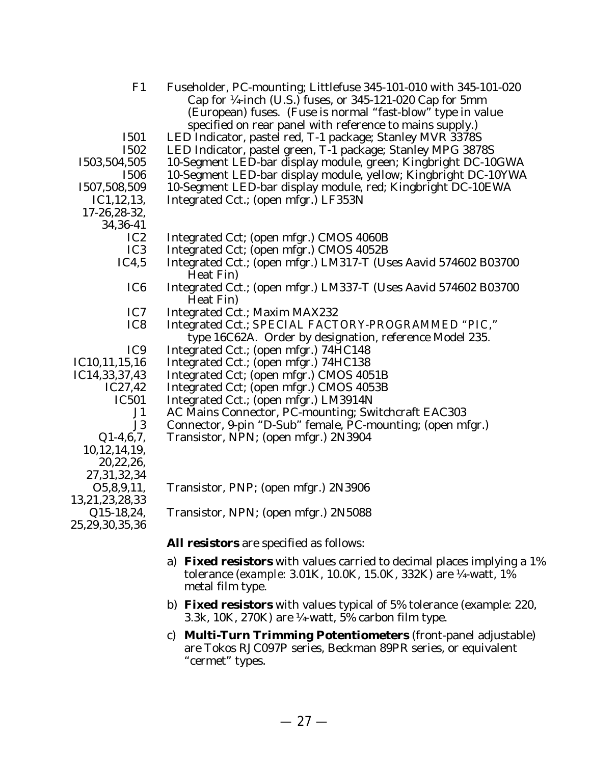| | |
|---|---|
| F1 | Fuseholder, PC-mounting; Littlefuse 345-101-010 with 345-101-020 Cap for ¼-inch (U.S.) fuses, or 345-121-020 Cap for 5mm (European) fuses. (Fuse is normal "fast-blow" type in value specified on rear panel with reference to mains supply.) |
| I501 | LED Indicator, pastel red, T-1 package; Stanley MVR 3378S |
| I502 | LED Indicator, pastel green, T-1 package; Stanley MPG 3878S |
| I503,504,505 | 10-Segment LED-bar display module, green; Kingbright DC-10GWA |
| I506 | 10-Segment LED-bar display module, yellow; Kingbright DC-10YWA |
| I507,508,509 | 10-Segment LED-bar display module, red; Kingbright DC-10EWA |
| IC1,12,13, 17-26,28-32, 34,36-41 | Integrated Cct.; (open mfgr.) LF353N |
| IC2 | Integrated Cct; (open mfgr.) CMOS 4060B |
| IC3 | Integrated Cct; (open mfgr.) CMOS 4052B |
| IC4,5 | Integrated Cct.; (open mfgr.) LM317-T (Uses Aavid 574602 B03700 Heat Fin) |
| IC6 | Integrated Cct.; (open mfgr.) LM337-T (Uses Aavid 574602 B03700 Heat Fin) |
| IC7 | Integrated Cct.; Maxim MAX232 |
| IC8 | Integrated Cct.; SPECIAL FACTORY-PROGRAMMED "PIC," type 16C62A. Order by designation, reference Model 235. |
| IC9 | Integrated Cct.; (open mfgr.) 74HC148 |
| IC10,11,15,16 | Integrated Cct.; (open mfgr.) 74HC138 |
| IC14,33,37,43 | Integrated Cct; (open mfgr.) CMOS 4051B |
| IC27,42 | Integrated Cct; (open mfgr.) CMOS 4053B |
| IC501 | Integrated Cct.; (open mfgr.) LM3914N |
| J1 | AC Mains Connector, PC-mounting; Switchcraft EAC303 |
| J3 | Connector, 9-pin "D-Sub" female, PC-mounting; (open mfgr.) |
| Q1-4,6,7, 10,12,14,19, 20,22,26, 27,31,32,34 | Transistor, NPN; (open mfgr.) 2N3904 |
| O5,8,9,11, 13,21,23,28,33 | Transistor, PNP; (open mfgr.) 2N3906 |
| Q15-18,24, 25,29,30,35,36 | Transistor, NPN; (open mfgr.) 2N5088 |

**All resistors** are specified as follows:

a) **Fixed resistors** with values carried to decimal places implying a 1% tolerance (*example*: 3.01K, 10.0K, 15.0K, 332K) are ¼-watt, 1% metal film type.

b) **Fixed resistors** with values typical of 5% tolerance (example: 220, 3.3k, 10K, 270K) are ¼-watt, 5% carbon film type.

c) **Multi-Turn Trimming Potentiometers** (front-panel adjustable) are Tokos RJC097P series, Beckman 89PR series, or equivalent "cermet" types.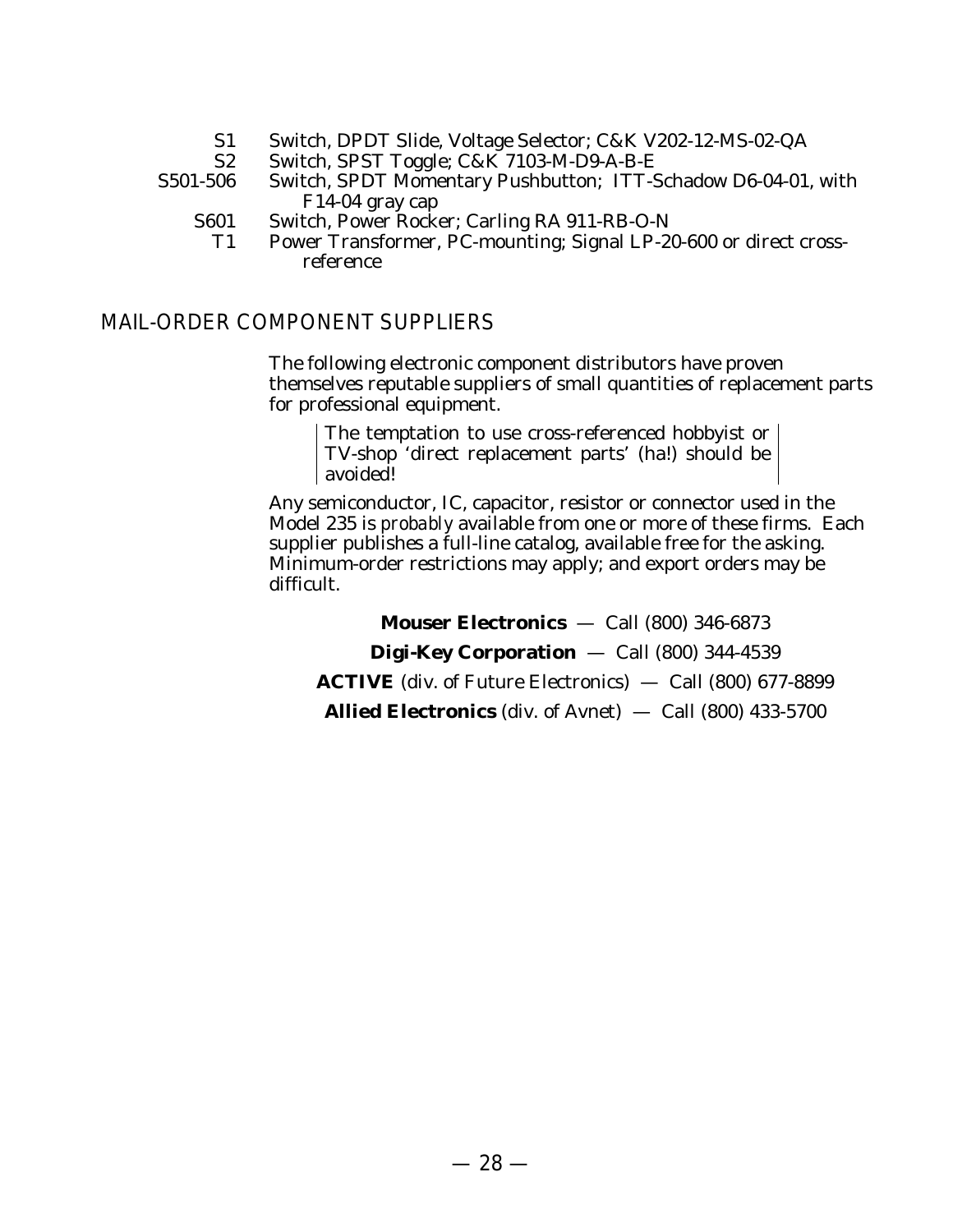| | |
|---|---|
| S1 | Switch, DPDT Slide, Voltage Selector; C&K V202-12-MS-02-QA |
| S2 | Switch, SPST Toggle; C&K 7103-M-D9-A-B-E |
| S501-506 | Switch, SPDT Momentary Pushbutton; ITT-Schadow D6-04-01, with F14-04 gray cap |
| S601 | Switch, Power Rocker; Carling RA 911-RB-O-N |
| T1 | Power Transformer, PC-mounting; Signal LP-20-600 or direct cross-reference |

## MAIL-ORDER COMPONENT SUPPLIERS

The following electronic component distributors have proven themselves reputable suppliers of small quantities of replacement parts for professional equipment.

> The temptation to use cross-referenced hobbyist or TV-shop 'direct replacement parts' (ha!) should be avoided!

Any semiconductor, IC, capacitor, resistor or connector used in the Model 235 is *probably* available from one or more of these firms. Each supplier publishes a full-line catalog, available free for the asking. Minimum-order restrictions may apply; and export orders may be difficult.

**Mouser Electronics** — Call (800) 346-6873

**Digi-Key Corporation** — Call (800) 344-4539

**ACTIVE** (div. of Future Electronics) — Call (800) 677-8899

**Allied Electronics** (div. of Avnet) — Call (800) 433-5700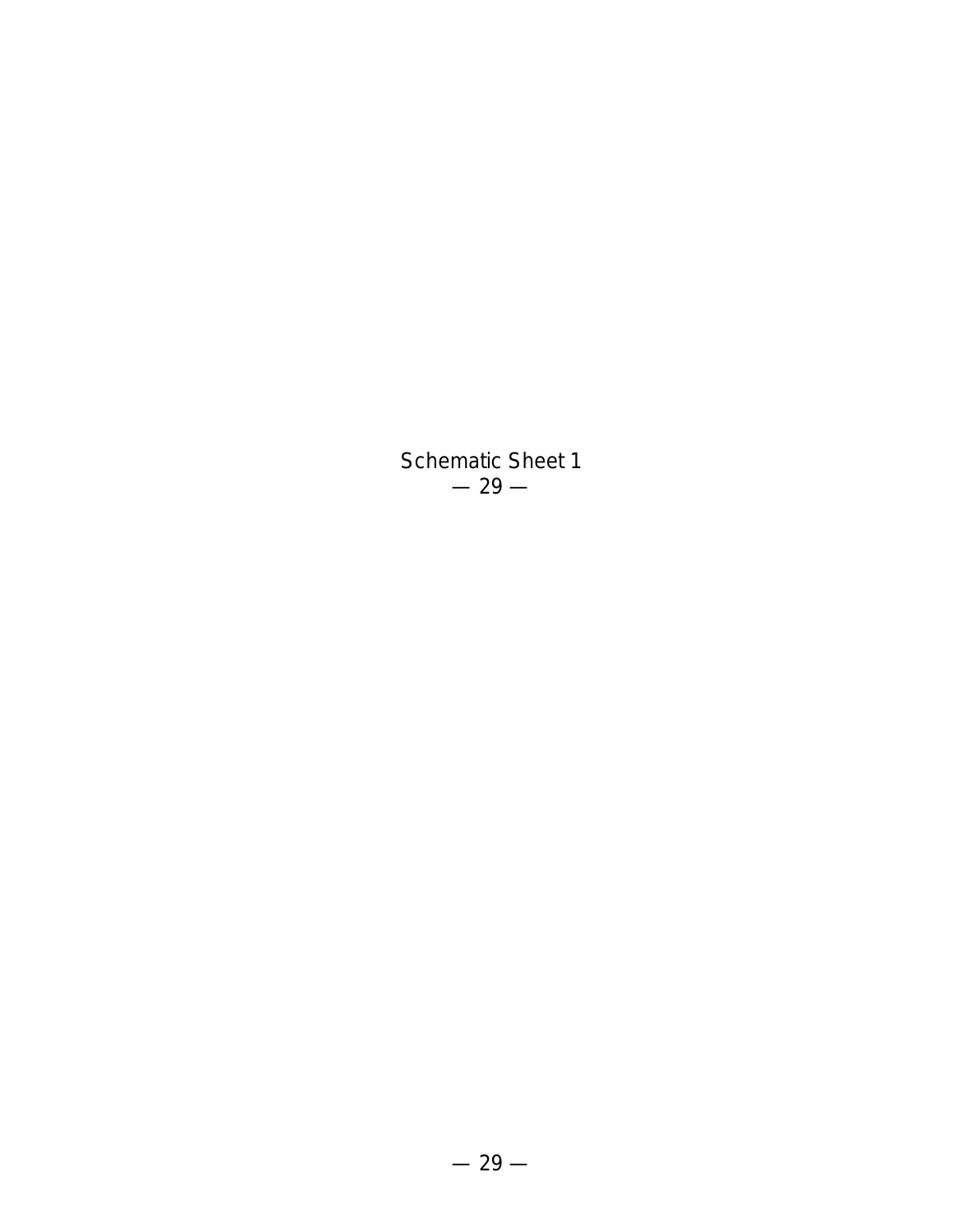Schematic Sheet 1

— 29 —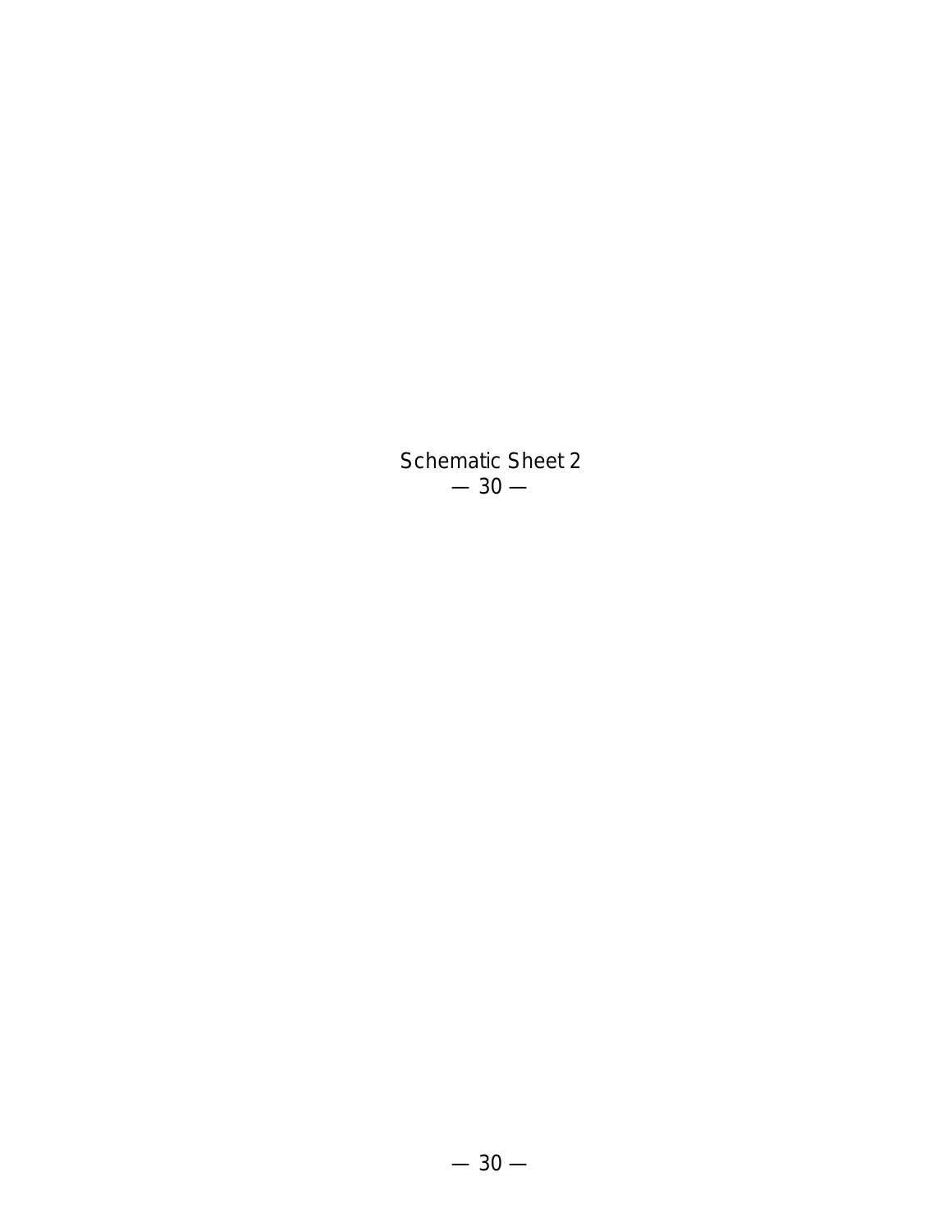Schematic Sheet 2
— 30 —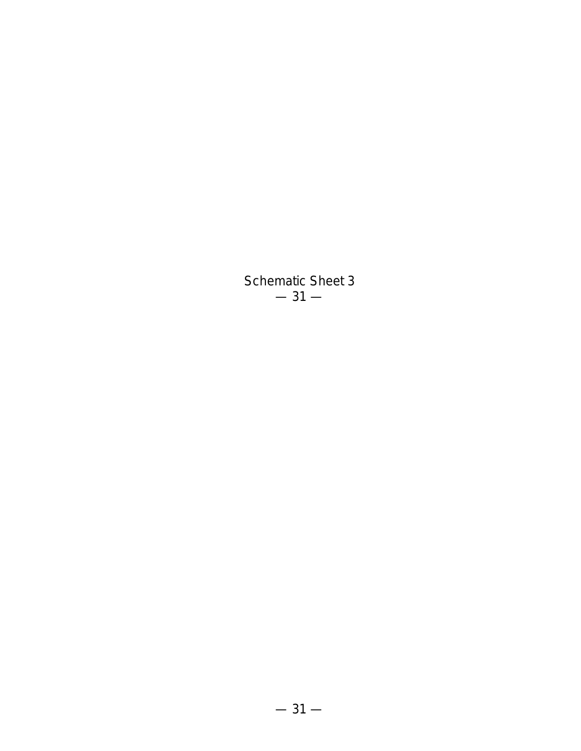Schematic Sheet 3
— 31 —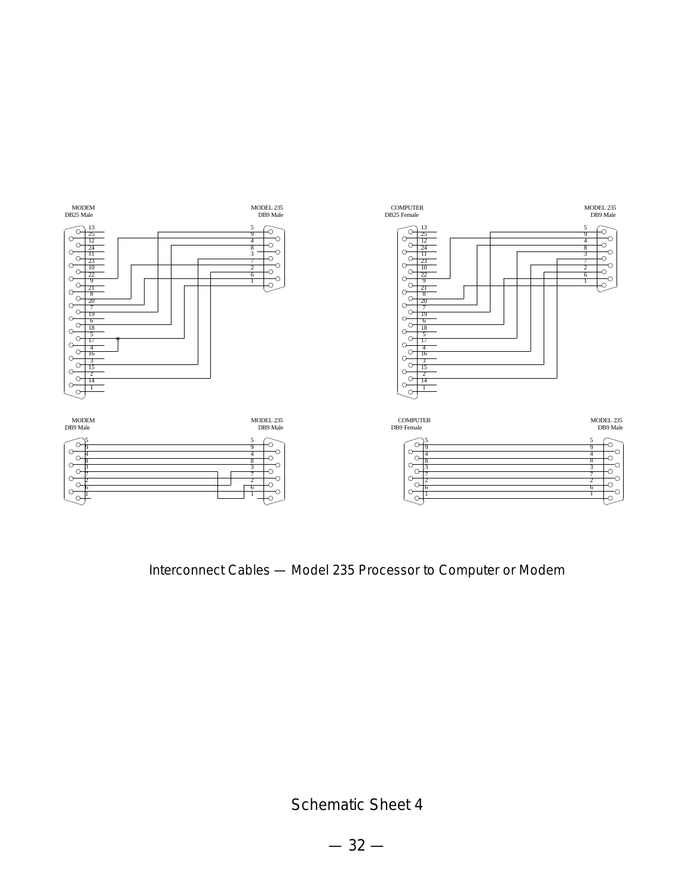MODEM
DB25 Male

MODEL 235
DB9 Male

COMPUTER
DB25 Female

MODEL 235
DB9 Male

MODEM
DB9 Male

MODEL 235
DB9 Male

COMPUTER
DB9 Female

MODEL 235
DB9 Male

Interconnect Cables — Model 235 Processor to Computer or Modem

Schematic Sheet 4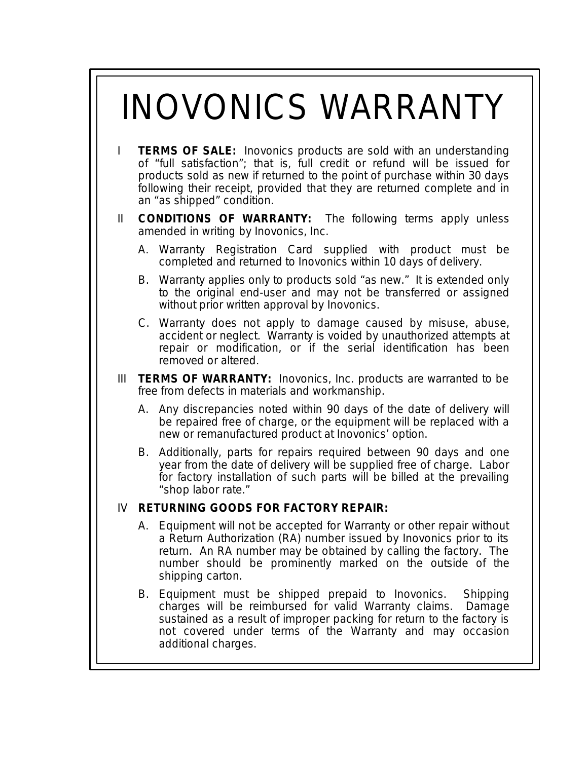# INOVONICS WARRANTY

I **TERMS OF SALE:** Inovonics products are sold with an understanding of "full satisfaction"; that is, full credit or refund will be issued for products sold as new if returned to the point of purchase within 30 days following their receipt, provided that they are returned complete and in an "as shipped" condition.

II **CONDITIONS OF WARRANTY:** The following terms apply unless amended in writing by Inovonics, Inc.

A. Warranty Registration Card supplied with product must be completed and returned to Inovonics within 10 days of delivery.

B. Warranty applies only to products sold "as new." It is extended only to the original end-user and may not be transferred or assigned without prior written approval by Inovonics.

C. Warranty does not apply to damage caused by misuse, abuse, accident or neglect. Warranty is voided by unauthorized attempts at repair or modification, or if the serial identification has been removed or altered.

III **TERMS OF WARRANTY:** Inovonics, Inc. products are warranted to be free from defects in materials and workmanship.

A. Any discrepancies noted within 90 days of the date of delivery will be repaired free of charge, or the equipment will be replaced with a new or remanufactured product at Inovonics' option.

B. Additionally, parts for repairs required between 90 days and one year from the date of delivery will be supplied free of charge. Labor for factory installation of such parts will be billed at the prevailing "shop labor rate."

IV **RETURNING GOODS FOR FACTORY REPAIR:**

A. Equipment will not be accepted for Warranty or other repair without a Return Authorization (RA) number issued by Inovonics prior to its return. An RA number may be obtained by calling the factory. The number should be prominently marked on the outside of the shipping carton.

B. Equipment must be shipped prepaid to Inovonics. Shipping charges will be reimbursed for valid Warranty claims. Damage sustained as a result of improper packing for return to the factory is not covered under terms of the Warranty and may occasion additional charges.